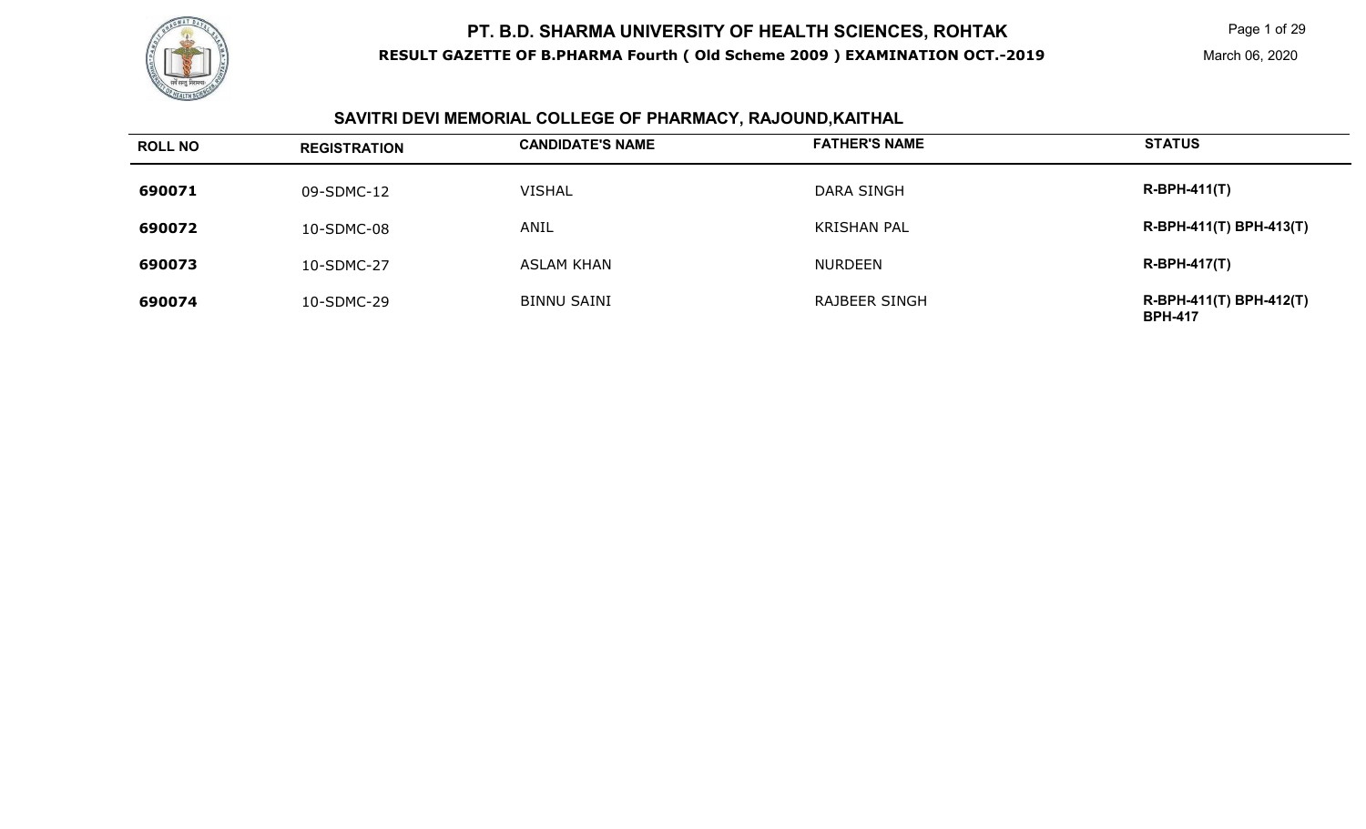# PT. B.D. SHARMA UNIVERSITY OF HEALTH SCIENCES, ROHTAK

**RESULT GAZETTE OF B.PHARMA Fourth ( Old Scheme 2009 ) EXAMINATION OCT.-2019**

March 06, 2020

## SAVITRI DEVI MEMORIAL COLLEGE OF PHARMACY, RAJOUND,KAITHAL

| ROLL NO | REGISTRATION | CANDIDATE'S NAME | FATHER'S NAME | STATUS |
|---|---|---|---|---|
| **690071** | 09-SDMC-12 | VISHAL | DARA SINGH | **R-BPH-411(T)** |
| **690072** | 10-SDMC-08 | ANIL | KRISHAN PAL | **R-BPH-411(T) BPH-413(T)** |
| **690073** | 10-SDMC-27 | ASLAM KHAN | NURDEEN | **R-BPH-417(T)** |
| **690074** | 10-SDMC-29 | BINNU SAINI | RAJBEER SINGH | **R-BPH-411(T) BPH-412(T) BPH-417** |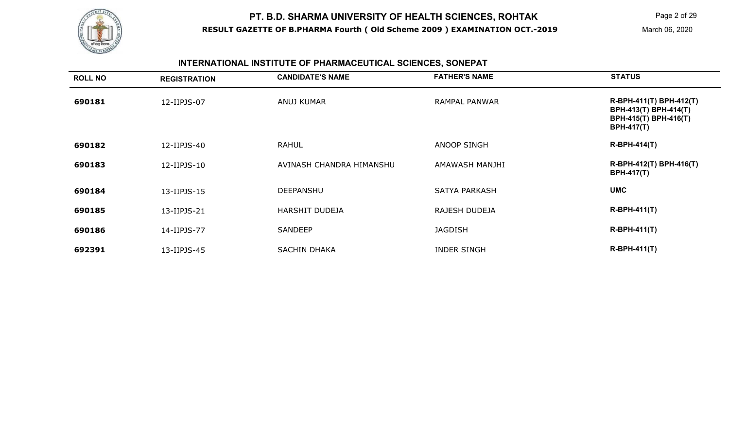## INTERNATIONAL INSTITUTE OF PHARMACEUTICAL SCIENCES, SONEPAT

| ROLL NO | REGISTRATION | CANDIDATE'S NAME | FATHER'S NAME | STATUS |
|---|---|---|---|---|
| 690181 | 12-IIPJS-07 | ANUJ KUMAR | RAMPAL PANWAR | R-BPH-411(T) BPH-412(T) BPH-413(T) BPH-414(T) BPH-415(T) BPH-416(T) BPH-417(T) |
| 690182 | 12-IIPJS-40 | RAHUL | ANOOP SINGH | R-BPH-414(T) |
| 690183 | 12-IIPJS-10 | AVINASH CHANDRA HIMANSHU | AMAWASH MANJHI | R-BPH-412(T) BPH-416(T) BPH-417(T) |
| 690184 | 13-IIPJS-15 | DEEPANSHU | SATYA PARKASH | UMC |
| 690185 | 13-IIPJS-21 | HARSHIT DUDEJA | RAJESH DUDEJA | R-BPH-411(T) |
| 690186 | 14-IIPJS-77 | SANDEEP | JAGDISH | R-BPH-411(T) |
| 692391 | 13-IIPJS-45 | SACHIN DHAKA | INDER SINGH | R-BPH-411(T) |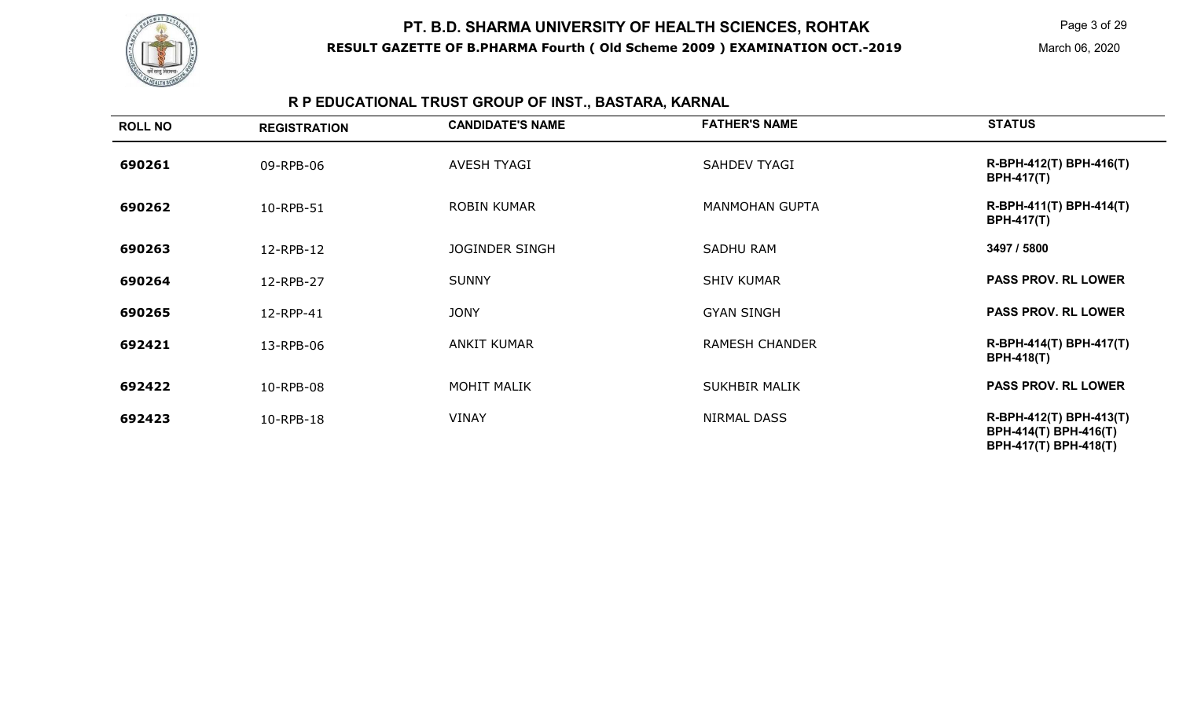# PT. B.D. SHARMA UNIVERSITY OF HEALTH SCIENCES, ROHTAK

**RESULT GAZETTE OF B.PHARMA Fourth ( Old Scheme 2009 ) EXAMINATION OCT.-2019**

March 06, 2020

## R P EDUCATIONAL TRUST GROUP OF INST., BASTARA, KARNAL

| ROLL NO | REGISTRATION | CANDIDATE'S NAME | FATHER'S NAME | STATUS |
|---|---|---|---|---|
| 690261 | 09-RPB-06 | AVESH TYAGI | SAHDEV TYAGI | R-BPH-412(T) BPH-416(T) BPH-417(T) |
| 690262 | 10-RPB-51 | ROBIN KUMAR | MANMOHAN GUPTA | R-BPH-411(T) BPH-414(T) BPH-417(T) |
| 690263 | 12-RPB-12 | JOGINDER SINGH | SADHU RAM | 3497 / 5800 |
| 690264 | 12-RPB-27 | SUNNY | SHIV KUMAR | PASS PROV. RL LOWER |
| 690265 | 12-RPP-41 | JONY | GYAN SINGH | PASS PROV. RL LOWER |
| 692421 | 13-RPB-06 | ANKIT KUMAR | RAMESH CHANDER | R-BPH-414(T) BPH-417(T) BPH-418(T) |
| 692422 | 10-RPB-08 | MOHIT MALIK | SUKHBIR MALIK | PASS PROV. RL LOWER |
| 692423 | 10-RPB-18 | VINAY | NIRMAL DASS | R-BPH-412(T) BPH-413(T) BPH-414(T) BPH-416(T) BPH-417(T) BPH-418(T) |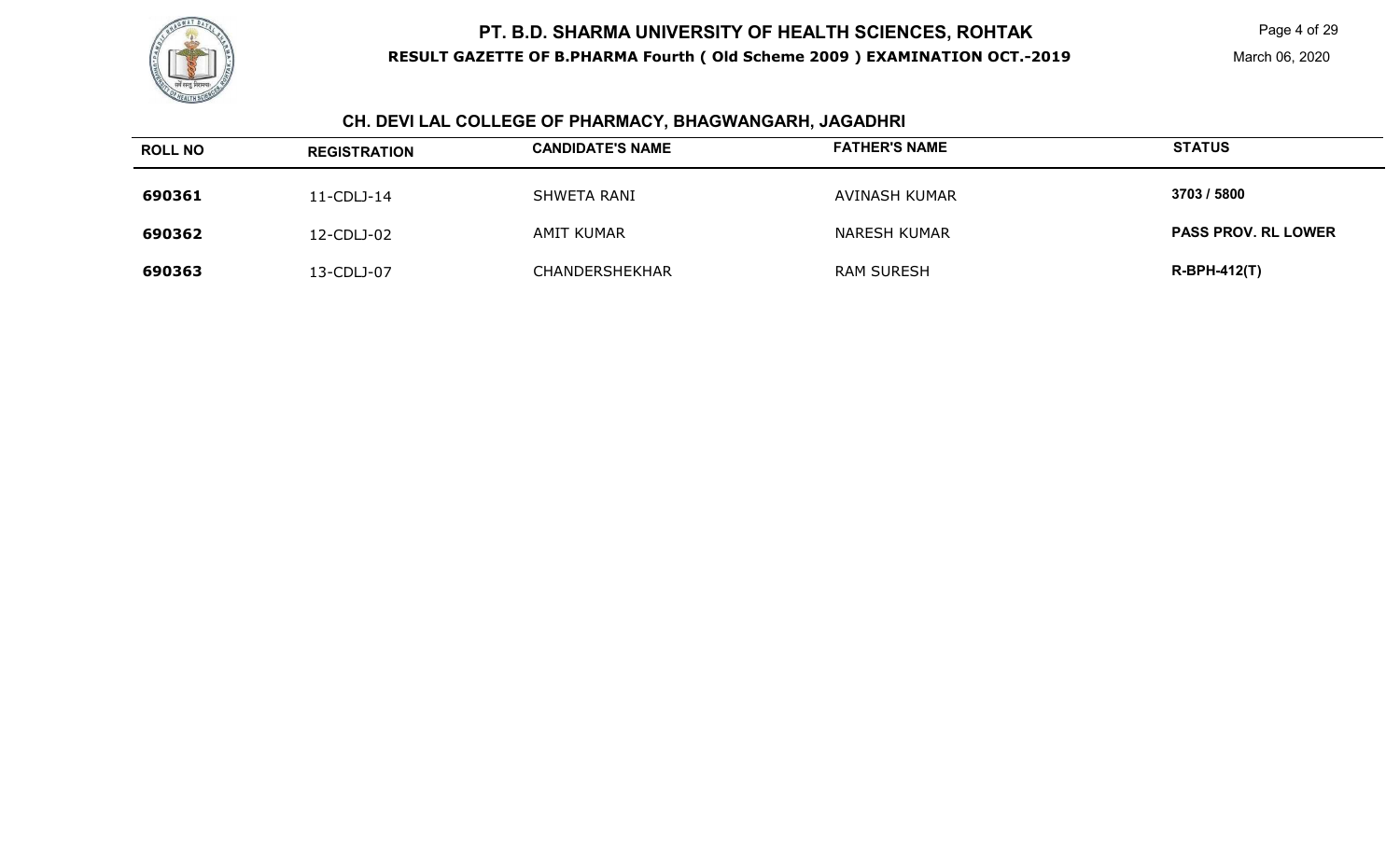# PT. B.D. SHARMA UNIVERSITY OF HEALTH SCIENCES, ROHTAK

**RESULT GAZETTE OF B.PHARMA Fourth ( Old Scheme 2009 ) EXAMINATION OCT.-2019**

March 06, 2020

## CH. DEVI LAL COLLEGE OF PHARMACY, BHAGWANGARH, JAGADHRI

| ROLL NO | REGISTRATION | CANDIDATE'S NAME | FATHER'S NAME | STATUS |
|---|---|---|---|---|
| **690361** | 11-CDLJ-14 | SHWETA RANI | AVINASH KUMAR | **3703 / 5800** |
| **690362** | 12-CDLJ-02 | AMIT KUMAR | NARESH KUMAR | **PASS PROV. RL LOWER** |
| **690363** | 13-CDLJ-07 | CHANDERSHEKHAR | RAM SURESH | **R-BPH-412(T)** |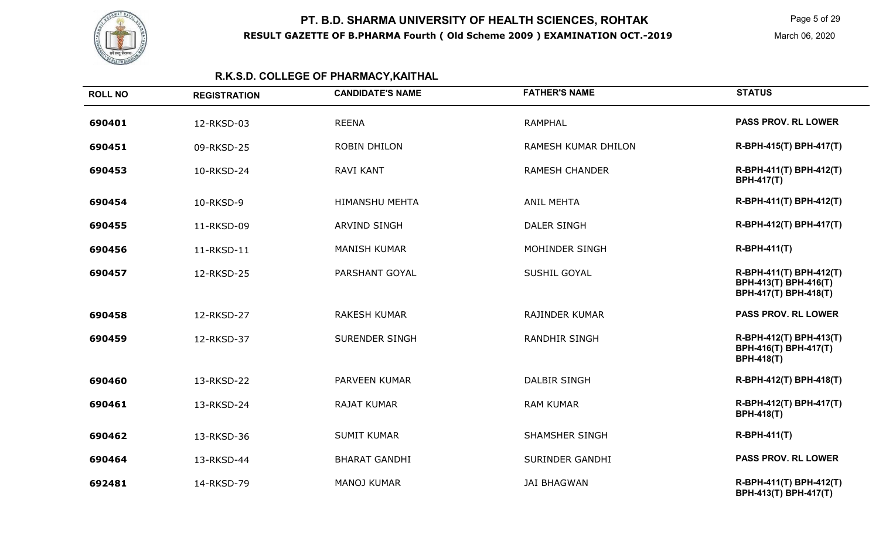## R.K.S.D. COLLEGE OF PHARMACY,KAITHAL

| ROLL NO | REGISTRATION | CANDIDATE'S NAME | FATHER'S NAME | STATUS |
|---|---|---|---|---|
| 690401 | 12-RKSD-03 | REENA | RAMPHAL | PASS PROV. RL LOWER |
| 690451 | 09-RKSD-25 | ROBIN DHILON | RAMESH KUMAR DHILON | R-BPH-415(T) BPH-417(T) |
| 690453 | 10-RKSD-24 | RAVI KANT | RAMESH CHANDER | R-BPH-411(T) BPH-412(T) BPH-417(T) |
| 690454 | 10-RKSD-9 | HIMANSHU MEHTA | ANIL MEHTA | R-BPH-411(T) BPH-412(T) |
| 690455 | 11-RKSD-09 | ARVIND SINGH | DALER SINGH | R-BPH-412(T) BPH-417(T) |
| 690456 | 11-RKSD-11 | MANISH KUMAR | MOHINDER SINGH | R-BPH-411(T) |
| 690457 | 12-RKSD-25 | PARSHANT GOYAL | SUSHIL GOYAL | R-BPH-411(T) BPH-412(T) BPH-413(T) BPH-416(T) BPH-417(T) BPH-418(T) |
| 690458 | 12-RKSD-27 | RAKESH KUMAR | RAJINDER KUMAR | PASS PROV. RL LOWER |
| 690459 | 12-RKSD-37 | SURENDER SINGH | RANDHIR SINGH | R-BPH-412(T) BPH-413(T) BPH-416(T) BPH-417(T) BPH-418(T) |
| 690460 | 13-RKSD-22 | PARVEEN KUMAR | DALBIR SINGH | R-BPH-412(T) BPH-418(T) |
| 690461 | 13-RKSD-24 | RAJAT KUMAR | RAM KUMAR | R-BPH-412(T) BPH-417(T) BPH-418(T) |
| 690462 | 13-RKSD-36 | SUMIT KUMAR | SHAMSHER SINGH | R-BPH-411(T) |
| 690464 | 13-RKSD-44 | BHARAT GANDHI | SURINDER GANDHI | PASS PROV. RL LOWER |
| 692481 | 14-RKSD-79 | MANOJ KUMAR | JAI BHAGWAN | R-BPH-411(T) BPH-412(T) BPH-413(T) BPH-417(T) |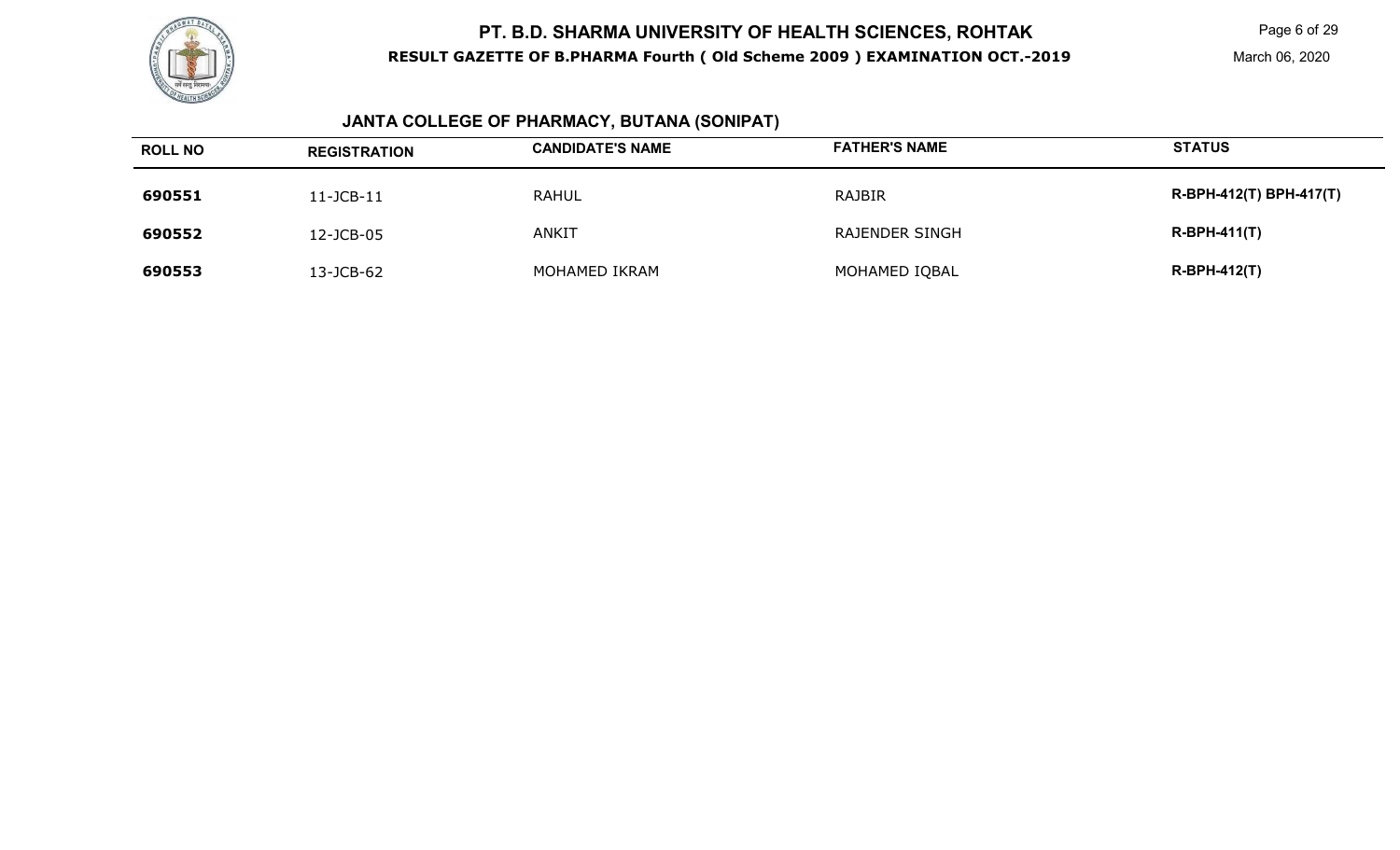# PT. B.D. SHARMA UNIVERSITY OF HEALTH SCIENCES, ROHTAK

**RESULT GAZETTE OF B.PHARMA Fourth ( Old Scheme 2009 ) EXAMINATION OCT.-2019**

March 06, 2020

## JANTA COLLEGE OF PHARMACY, BUTANA (SONIPAT)

| ROLL NO | REGISTRATION | CANDIDATE'S NAME | FATHER'S NAME | STATUS |
|---|---|---|---|---|
| **690551** | 11-JCB-11 | RAHUL | RAJBIR | **R-BPH-412(T) BPH-417(T)** |
| **690552** | 12-JCB-05 | ANKIT | RAJENDER SINGH | **R-BPH-411(T)** |
| **690553** | 13-JCB-62 | MOHAMED IKRAM | MOHAMED IQBAL | **R-BPH-412(T)** |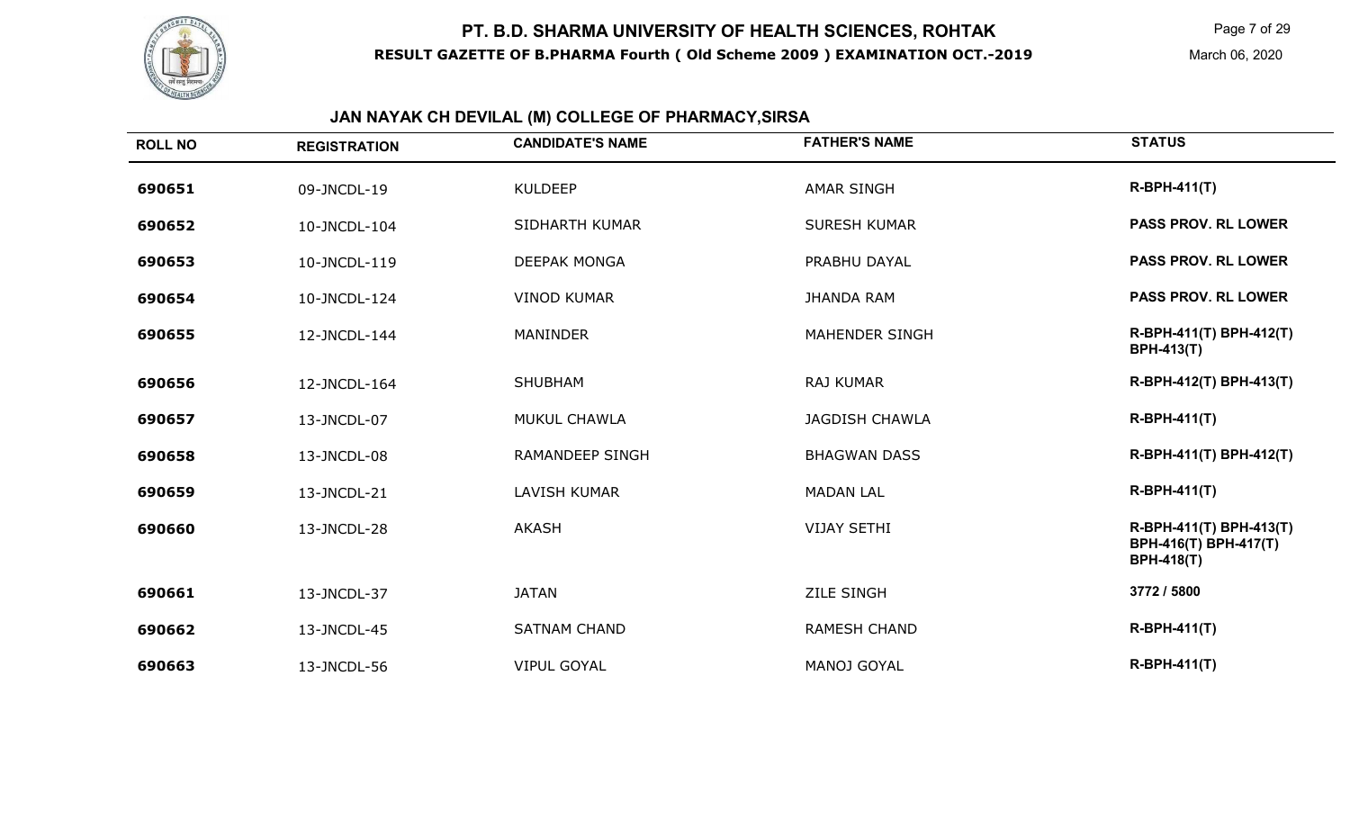# PT. B.D. SHARMA UNIVERSITY OF HEALTH SCIENCES, ROHTAK

**RESULT GAZETTE OF B.PHARMA Fourth ( Old Scheme 2009 ) EXAMINATION OCT.-2019**

March 06, 2020

## JAN NAYAK CH DEVILAL (M) COLLEGE OF PHARMACY,SIRSA

| ROLL NO | REGISTRATION | CANDIDATE'S NAME | FATHER'S NAME | STATUS |
|---|---|---|---|---|
| 690651 | 09-JNCDL-19 | KULDEEP | AMAR SINGH | R-BPH-411(T) |
| 690652 | 10-JNCDL-104 | SIDHARTH KUMAR | SURESH KUMAR | PASS PROV. RL LOWER |
| 690653 | 10-JNCDL-119 | DEEPAK MONGA | PRABHU DAYAL | PASS PROV. RL LOWER |
| 690654 | 10-JNCDL-124 | VINOD KUMAR | JHANDA RAM | PASS PROV. RL LOWER |
| 690655 | 12-JNCDL-144 | MANINDER | MAHENDER SINGH | R-BPH-411(T) BPH-412(T) BPH-413(T) |
| 690656 | 12-JNCDL-164 | SHUBHAM | RAJ KUMAR | R-BPH-412(T) BPH-413(T) |
| 690657 | 13-JNCDL-07 | MUKUL CHAWLA | JAGDISH CHAWLA | R-BPH-411(T) |
| 690658 | 13-JNCDL-08 | RAMANDEEP SINGH | BHAGWAN DASS | R-BPH-411(T) BPH-412(T) |
| 690659 | 13-JNCDL-21 | LAVISH KUMAR | MADAN LAL | R-BPH-411(T) |
| 690660 | 13-JNCDL-28 | AKASH | VIJAY SETHI | R-BPH-411(T) BPH-413(T) BPH-416(T) BPH-417(T) BPH-418(T) |
| 690661 | 13-JNCDL-37 | JATAN | ZILE SINGH | 3772 / 5800 |
| 690662 | 13-JNCDL-45 | SATNAM CHAND | RAMESH CHAND | R-BPH-411(T) |
| 690663 | 13-JNCDL-56 | VIPUL GOYAL | MANOJ GOYAL | R-BPH-411(T) |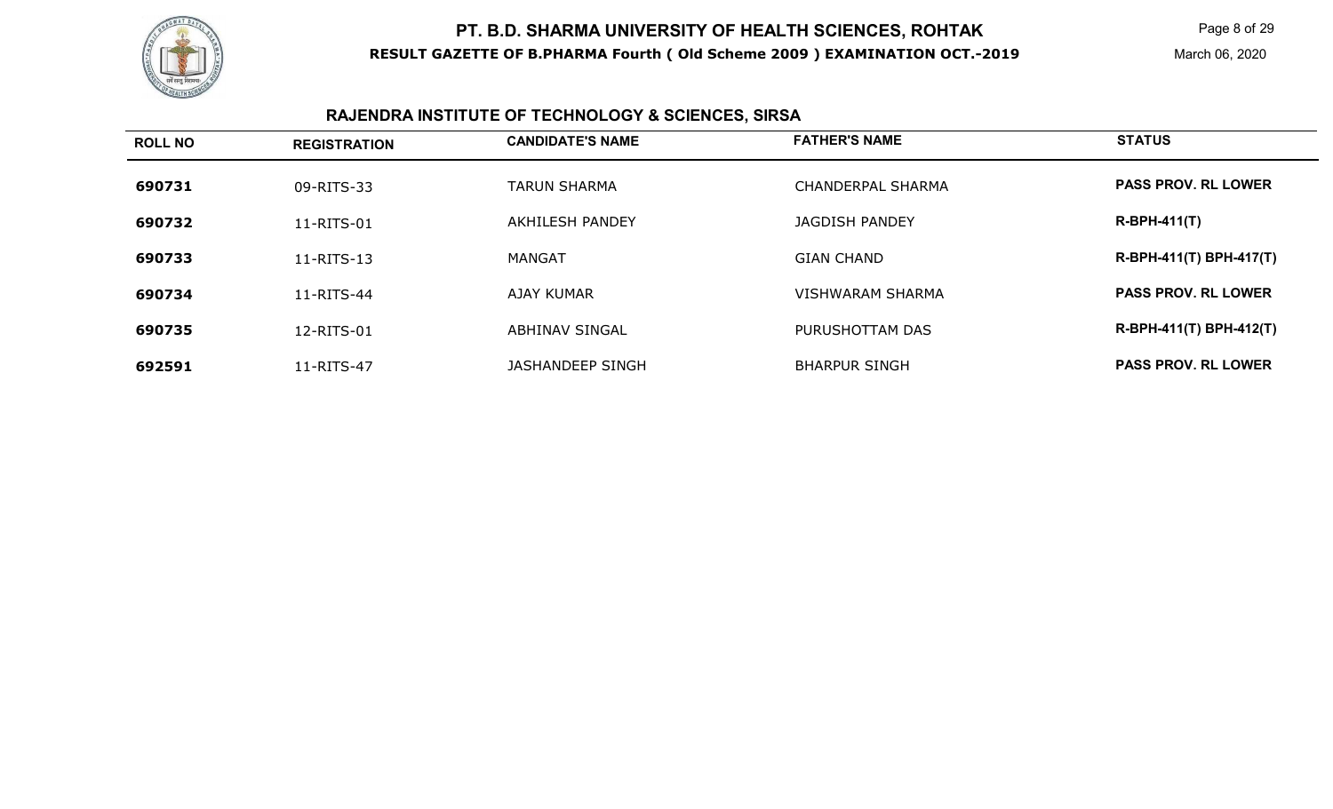# PT. B.D. SHARMA UNIVERSITY OF HEALTH SCIENCES, ROHTAK

**RESULT GAZETTE OF B.PHARMA Fourth ( Old Scheme 2009 ) EXAMINATION OCT.-2019**

March 06, 2020

## RAJENDRA INSTITUTE OF TECHNOLOGY & SCIENCES, SIRSA

| ROLL NO | REGISTRATION | CANDIDATE'S NAME | FATHER'S NAME | STATUS |
|---|---|---|---|---|
| **690731** | 09-RITS-33 | TARUN SHARMA | CHANDERPAL SHARMA | **PASS PROV. RL LOWER** |
| **690732** | 11-RITS-01 | AKHILESH PANDEY | JAGDISH PANDEY | **R-BPH-411(T)** |
| **690733** | 11-RITS-13 | MANGAT | GIAN CHAND | **R-BPH-411(T) BPH-417(T)** |
| **690734** | 11-RITS-44 | AJAY KUMAR | VISHWARAM SHARMA | **PASS PROV. RL LOWER** |
| **690735** | 12-RITS-01 | ABHINAV SINGAL | PURUSHOTTAM DAS | **R-BPH-411(T) BPH-412(T)** |
| **692591** | 11-RITS-47 | JASHANDEEP SINGH | BHARPUR SINGH | **PASS PROV. RL LOWER** |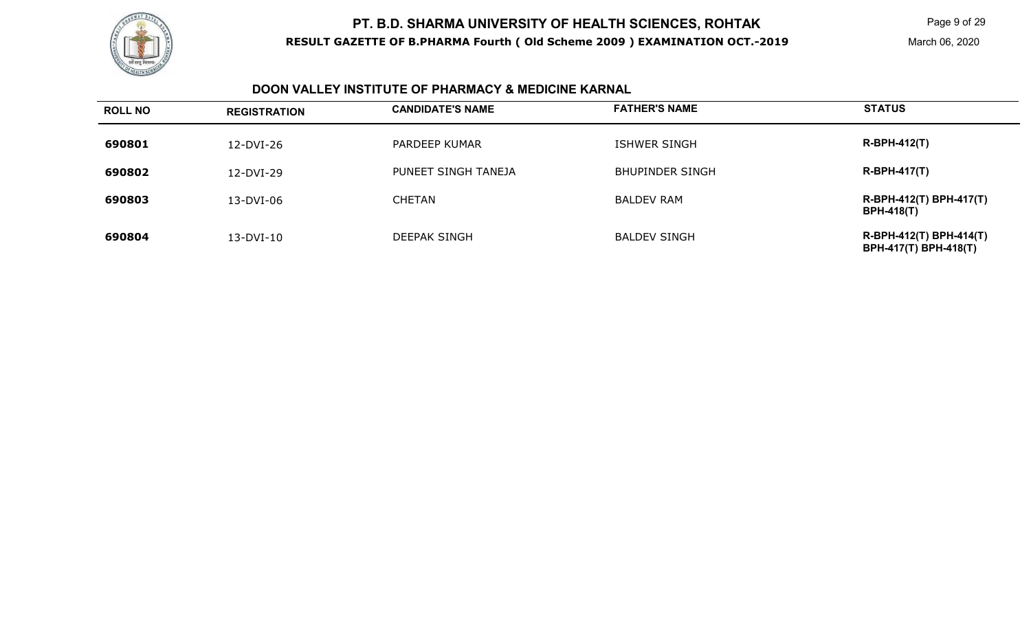# PT. B.D. SHARMA UNIVERSITY OF HEALTH SCIENCES, ROHTAK

**RESULT GAZETTE OF B.PHARMA Fourth ( Old Scheme 2009 ) EXAMINATION OCT.-2019**

March 06, 2020

## DOON VALLEY INSTITUTE OF PHARMACY & MEDICINE KARNAL

| ROLL NO | REGISTRATION | CANDIDATE'S NAME | FATHER'S NAME | STATUS |
|---|---|---|---|---|
| **690801** | 12-DVI-26 | PARDEEP KUMAR | ISHWER SINGH | **R-BPH-412(T)** |
| **690802** | 12-DVI-29 | PUNEET SINGH TANEJA | BHUPINDER SINGH | **R-BPH-417(T)** |
| **690803** | 13-DVI-06 | CHETAN | BALDEV RAM | **R-BPH-412(T) BPH-417(T) BPH-418(T)** |
| **690804** | 13-DVI-10 | DEEPAK SINGH | BALDEV SINGH | **R-BPH-412(T) BPH-414(T) BPH-417(T) BPH-418(T)** |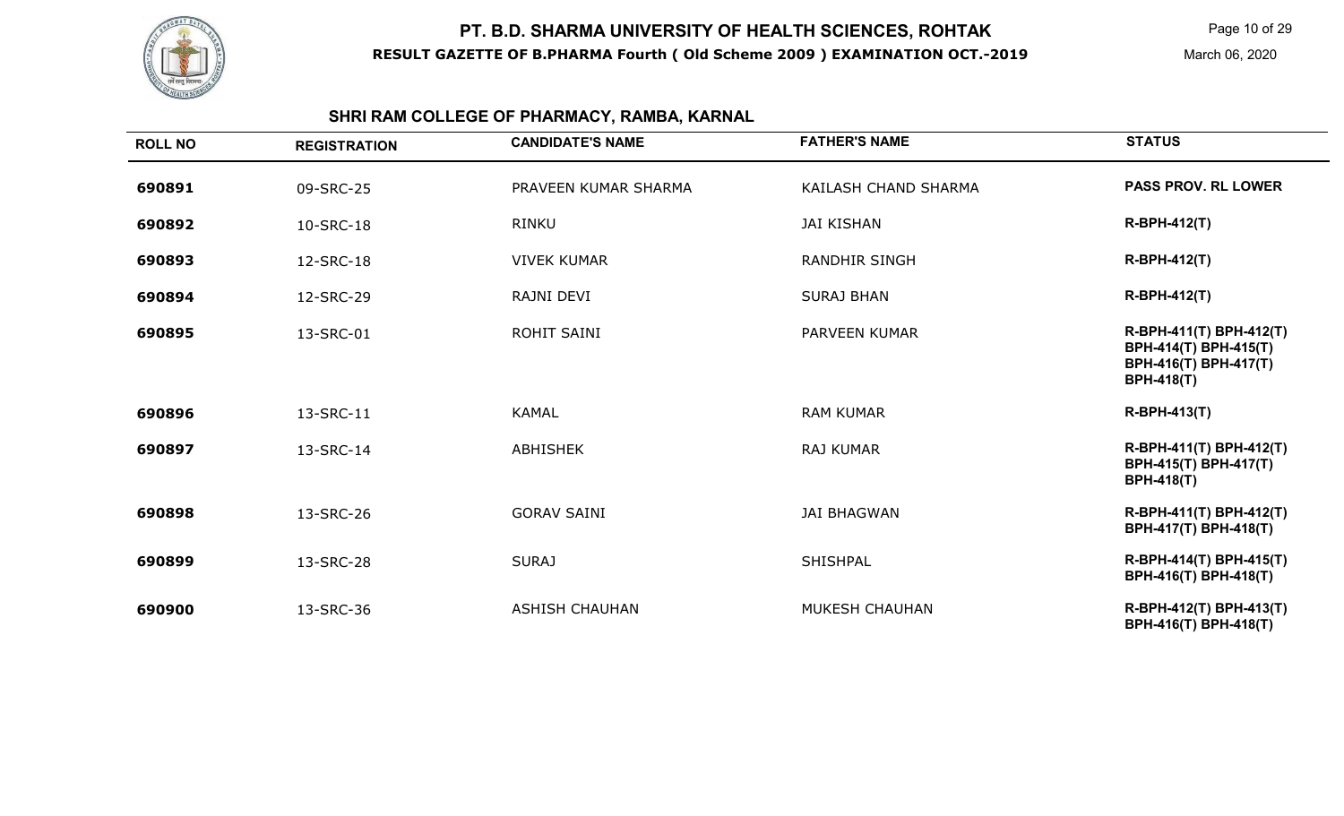# PT. B.D. SHARMA UNIVERSITY OF HEALTH SCIENCES, ROHTAK

**RESULT GAZETTE OF B.PHARMA Fourth ( Old Scheme 2009 ) EXAMINATION OCT.-2019**

March 06, 2020

## SHRI RAM COLLEGE OF PHARMACY, RAMBA, KARNAL

| ROLL NO | REGISTRATION | CANDIDATE'S NAME | FATHER'S NAME | STATUS |
|---|---|---|---|---|
| **690891** | 09-SRC-25 | PRAVEEN KUMAR SHARMA | KAILASH CHAND SHARMA | **PASS PROV. RL LOWER** |
| **690892** | 10-SRC-18 | RINKU | JAI KISHAN | **R-BPH-412(T)** |
| **690893** | 12-SRC-18 | VIVEK KUMAR | RANDHIR SINGH | **R-BPH-412(T)** |
| **690894** | 12-SRC-29 | RAJNI DEVI | SURAJ BHAN | **R-BPH-412(T)** |
| **690895** | 13-SRC-01 | ROHIT SAINI | PARVEEN KUMAR | **R-BPH-411(T) BPH-412(T) BPH-414(T) BPH-415(T) BPH-416(T) BPH-417(T) BPH-418(T)** |
| **690896** | 13-SRC-11 | KAMAL | RAM KUMAR | **R-BPH-413(T)** |
| **690897** | 13-SRC-14 | ABHISHEK | RAJ KUMAR | **R-BPH-411(T) BPH-412(T) BPH-415(T) BPH-417(T) BPH-418(T)** |
| **690898** | 13-SRC-26 | GORAV SAINI | JAI BHAGWAN | **R-BPH-411(T) BPH-412(T) BPH-417(T) BPH-418(T)** |
| **690899** | 13-SRC-28 | SURAJ | SHISHPAL | **R-BPH-414(T) BPH-415(T) BPH-416(T) BPH-418(T)** |
| **690900** | 13-SRC-36 | ASHISH CHAUHAN | MUKESH CHAUHAN | **R-BPH-412(T) BPH-413(T) BPH-416(T) BPH-418(T)** |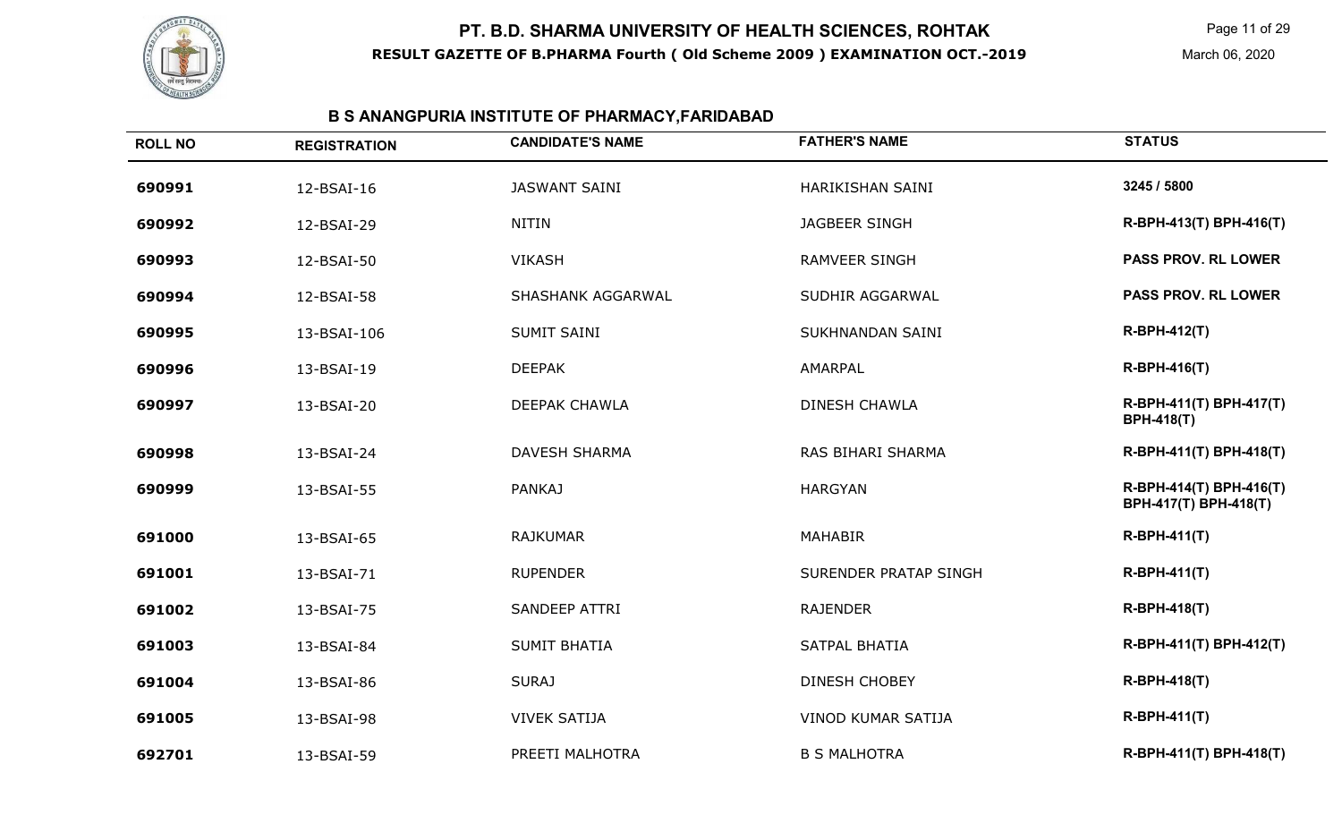## B S ANANGPURIA INSTITUTE OF PHARMACY,FARIDABAD

| ROLL NO | REGISTRATION | CANDIDATE'S NAME | FATHER'S NAME | STATUS |
|---|---|---|---|---|
| 690991 | 12-BSAI-16 | JASWANT SAINI | HARIKISHAN SAINI | 3245 / 5800 |
| 690992 | 12-BSAI-29 | NITIN | JAGBEER SINGH | R-BPH-413(T) BPH-416(T) |
| 690993 | 12-BSAI-50 | VIKASH | RAMVEER SINGH | PASS PROV. RL LOWER |
| 690994 | 12-BSAI-58 | SHASHANK AGGARWAL | SUDHIR AGGARWAL | PASS PROV. RL LOWER |
| 690995 | 13-BSAI-106 | SUMIT SAINI | SUKHNANDAN SAINI | R-BPH-412(T) |
| 690996 | 13-BSAI-19 | DEEPAK | AMARPAL | R-BPH-416(T) |
| 690997 | 13-BSAI-20 | DEEPAK CHAWLA | DINESH CHAWLA | R-BPH-411(T) BPH-417(T) BPH-418(T) |
| 690998 | 13-BSAI-24 | DAVESH SHARMA | RAS BIHARI SHARMA | R-BPH-411(T) BPH-418(T) |
| 690999 | 13-BSAI-55 | PANKAJ | HARGYAN | R-BPH-414(T) BPH-416(T) BPH-417(T) BPH-418(T) |
| 691000 | 13-BSAI-65 | RAJKUMAR | MAHABIR | R-BPH-411(T) |
| 691001 | 13-BSAI-71 | RUPENDER | SURENDER PRATAP SINGH | R-BPH-411(T) |
| 691002 | 13-BSAI-75 | SANDEEP ATTRI | RAJENDER | R-BPH-418(T) |
| 691003 | 13-BSAI-84 | SUMIT BHATIA | SATPAL BHATIA | R-BPH-411(T) BPH-412(T) |
| 691004 | 13-BSAI-86 | SURAJ | DINESH CHOBEY | R-BPH-418(T) |
| 691005 | 13-BSAI-98 | VIVEK SATIJA | VINOD KUMAR SATIJA | R-BPH-411(T) |
| 692701 | 13-BSAI-59 | PREETI MALHOTRA | B S MALHOTRA | R-BPH-411(T) BPH-418(T) |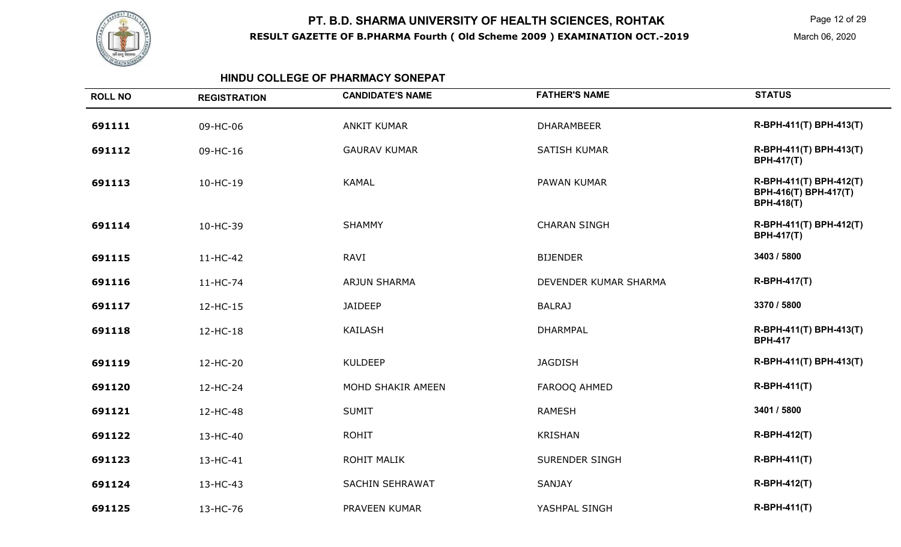# PT. B.D. SHARMA UNIVERSITY OF HEALTH SCIENCES, ROHTAK

**RESULT GAZETTE OF B.PHARMA Fourth ( Old Scheme 2009 ) EXAMINATION OCT.-2019**

March 06, 2020

## HINDU COLLEGE OF PHARMACY SONEPAT

| ROLL NO | REGISTRATION | CANDIDATE'S NAME | FATHER'S NAME | STATUS |
|---|---|---|---|---|
| **691111** | 09-HC-06 | ANKIT KUMAR | DHARAMBEER | **R-BPH-411(T) BPH-413(T)** |
| **691112** | 09-HC-16 | GAURAV KUMAR | SATISH KUMAR | **R-BPH-411(T) BPH-413(T) BPH-417(T)** |
| **691113** | 10-HC-19 | KAMAL | PAWAN KUMAR | **R-BPH-411(T) BPH-412(T) BPH-416(T) BPH-417(T) BPH-418(T)** |
| **691114** | 10-HC-39 | SHAMMY | CHARAN SINGH | **R-BPH-411(T) BPH-412(T) BPH-417(T)** |
| **691115** | 11-HC-42 | RAVI | BIJENDER | **3403 / 5800** |
| **691116** | 11-HC-74 | ARJUN SHARMA | DEVENDER KUMAR SHARMA | **R-BPH-417(T)** |
| **691117** | 12-HC-15 | JAIDEEP | BALRAJ | **3370 / 5800** |
| **691118** | 12-HC-18 | KAILASH | DHARMPAL | **R-BPH-411(T) BPH-413(T) BPH-417** |
| **691119** | 12-HC-20 | KULDEEP | JAGDISH | **R-BPH-411(T) BPH-413(T)** |
| **691120** | 12-HC-24 | MOHD SHAKIR AMEEN | FAROOQ AHMED | **R-BPH-411(T)** |
| **691121** | 12-HC-48 | SUMIT | RAMESH | **3401 / 5800** |
| **691122** | 13-HC-40 | ROHIT | KRISHAN | **R-BPH-412(T)** |
| **691123** | 13-HC-41 | ROHIT MALIK | SURENDER SINGH | **R-BPH-411(T)** |
| **691124** | 13-HC-43 | SACHIN SEHRAWAT | SANJAY | **R-BPH-412(T)** |
| **691125** | 13-HC-76 | PRAVEEN KUMAR | YASHPAL SINGH | **R-BPH-411(T)** |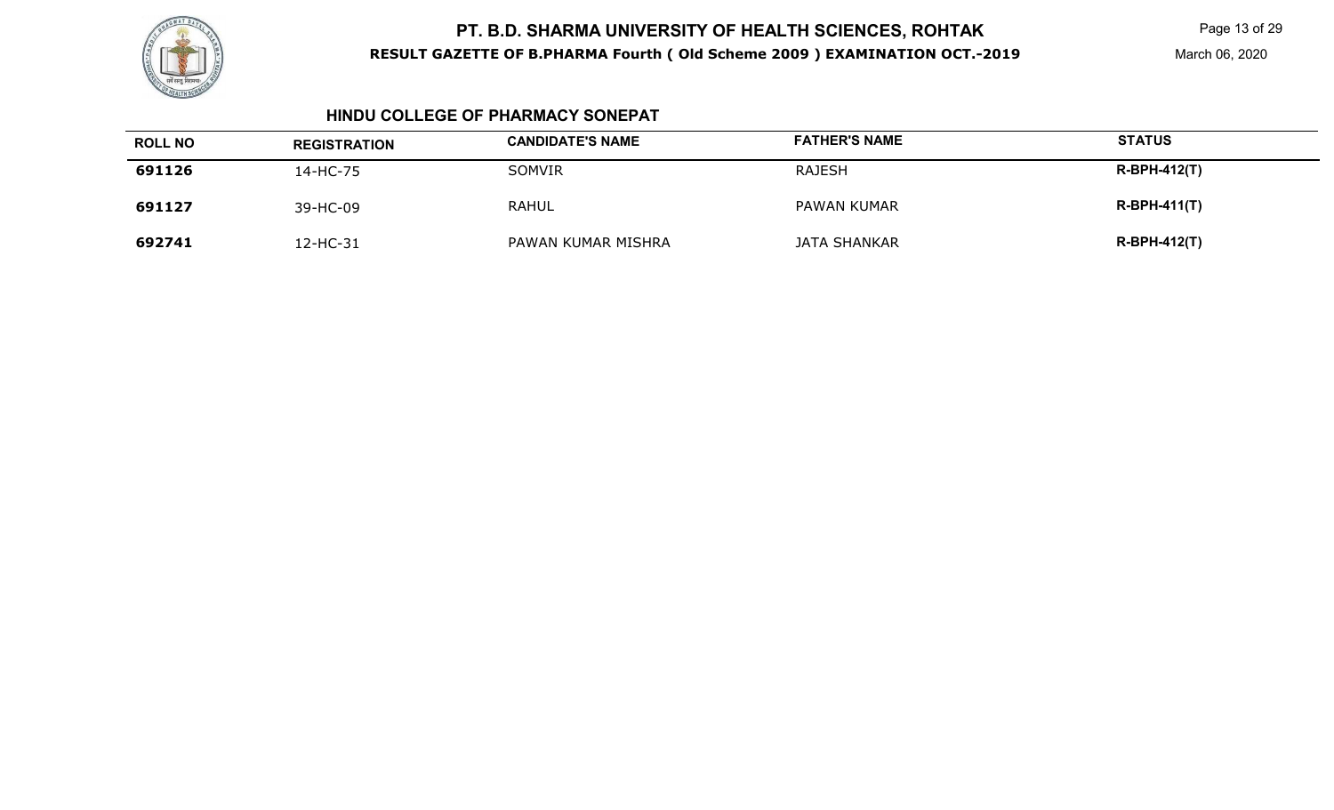## HINDU COLLEGE OF PHARMACY SONEPAT

| ROLL NO | REGISTRATION | CANDIDATE'S NAME | FATHER'S NAME | STATUS |
|---|---|---|---|---|
| 691126 | 14-HC-75 | SOMVIR | RAJESH | R-BPH-412(T) |
| 691127 | 39-HC-09 | RAHUL | PAWAN KUMAR | R-BPH-411(T) |
| 692741 | 12-HC-31 | PAWAN KUMAR MISHRA | JATA SHANKAR | R-BPH-412(T) |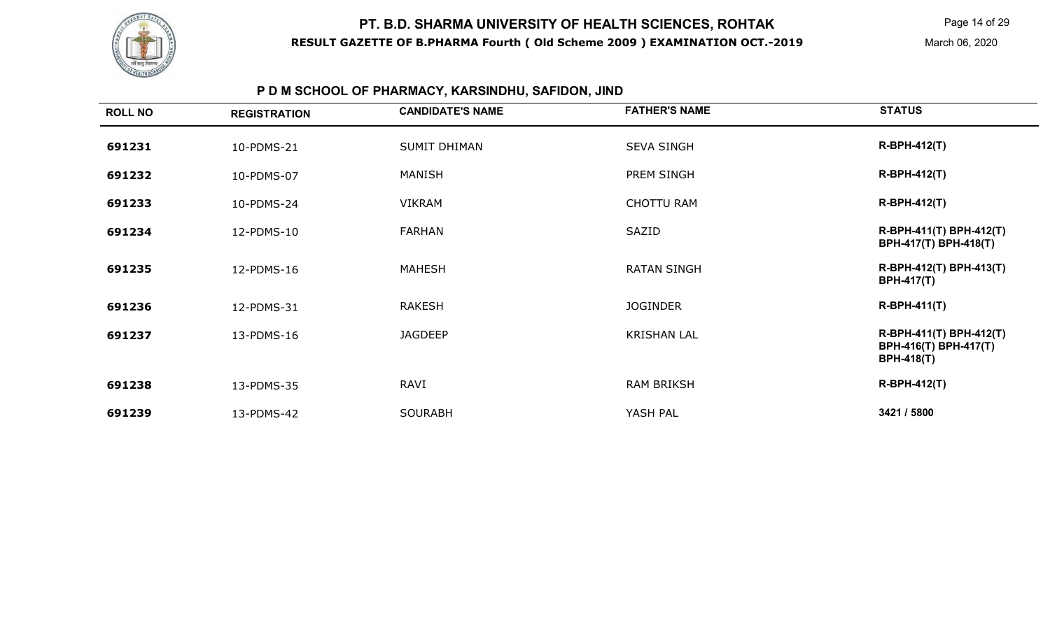# PT. B.D. SHARMA UNIVERSITY OF HEALTH SCIENCES, ROHTAK

**RESULT GAZETTE OF B.PHARMA Fourth ( Old Scheme 2009 ) EXAMINATION OCT.-2019**

March 06, 2020

## P D M SCHOOL OF PHARMACY, KARSINDHU, SAFIDON, JIND

| ROLL NO | REGISTRATION | CANDIDATE'S NAME | FATHER'S NAME | STATUS |
|---|---|---|---|---|
| **691231** | 10-PDMS-21 | SUMIT DHIMAN | SEVA SINGH | **R-BPH-412(T)** |
| **691232** | 10-PDMS-07 | MANISH | PREM SINGH | **R-BPH-412(T)** |
| **691233** | 10-PDMS-24 | VIKRAM | CHOTTU RAM | **R-BPH-412(T)** |
| **691234** | 12-PDMS-10 | FARHAN | SAZID | **R-BPH-411(T) BPH-412(T) BPH-417(T) BPH-418(T)** |
| **691235** | 12-PDMS-16 | MAHESH | RATAN SINGH | **R-BPH-412(T) BPH-413(T) BPH-417(T)** |
| **691236** | 12-PDMS-31 | RAKESH | JOGINDER | **R-BPH-411(T)** |
| **691237** | 13-PDMS-16 | JAGDEEP | KRISHAN LAL | **R-BPH-411(T) BPH-412(T) BPH-416(T) BPH-417(T) BPH-418(T)** |
| **691238** | 13-PDMS-35 | RAVI | RAM BRIKSH | **R-BPH-412(T)** |
| **691239** | 13-PDMS-42 | SOURABH | YASH PAL | **3421 / 5800** |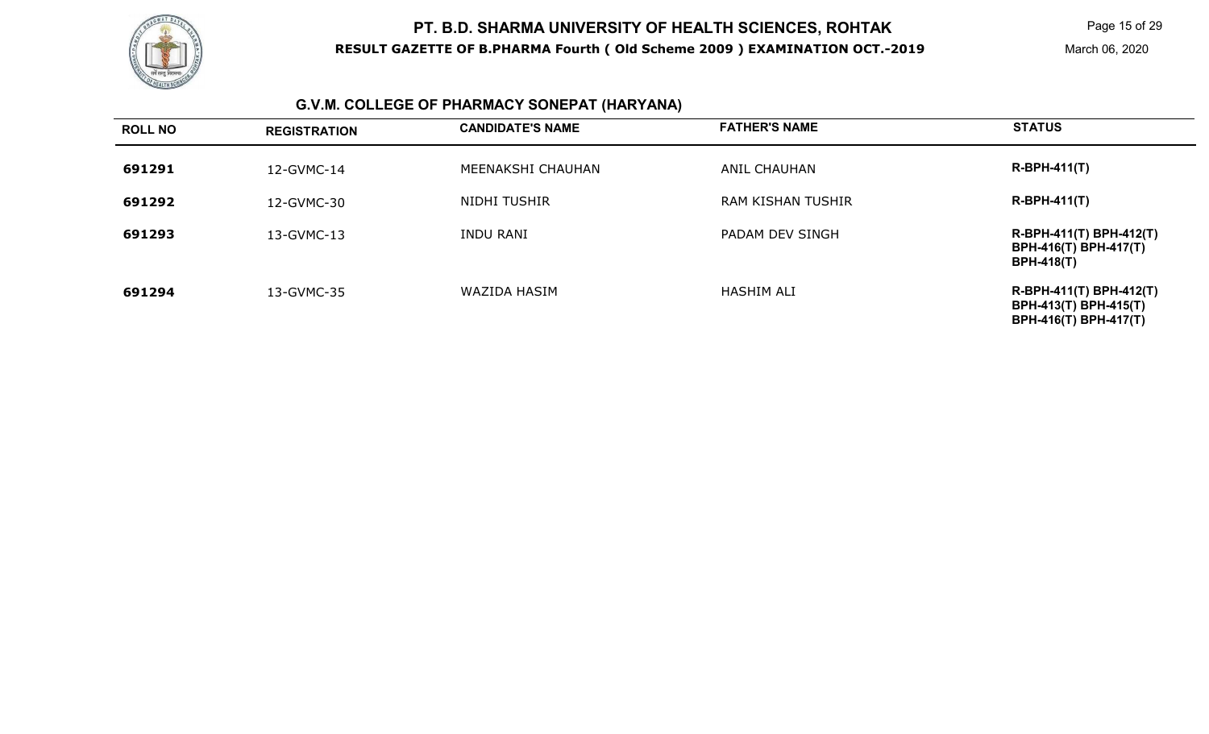## G.V.M. COLLEGE OF PHARMACY SONEPAT (HARYANA)

| ROLL NO | REGISTRATION | CANDIDATE'S NAME | FATHER'S NAME | STATUS |
|---|---|---|---|---|
| 691291 | 12-GVMC-14 | MEENAKSHI CHAUHAN | ANIL CHAUHAN | R-BPH-411(T) |
| 691292 | 12-GVMC-30 | NIDHI TUSHIR | RAM KISHAN TUSHIR | R-BPH-411(T) |
| 691293 | 13-GVMC-13 | INDU RANI | PADAM DEV SINGH | R-BPH-411(T) BPH-412(T) BPH-416(T) BPH-417(T) BPH-418(T) |
| 691294 | 13-GVMC-35 | WAZIDA HASIM | HASHIM ALI | R-BPH-411(T) BPH-412(T) BPH-413(T) BPH-415(T) BPH-416(T) BPH-417(T) |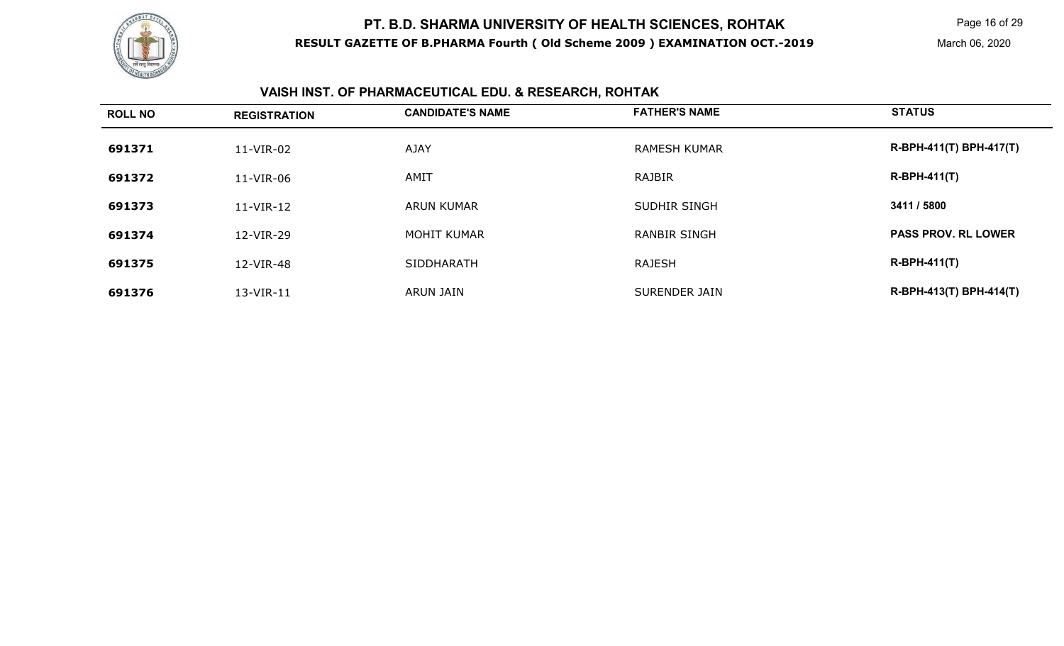# PT. B.D. SHARMA UNIVERSITY OF HEALTH SCIENCES, ROHTAK

**RESULT GAZETTE OF B.PHARMA Fourth ( Old Scheme 2009 ) EXAMINATION OCT.-2019**

March 06, 2020

## VAISH INST. OF PHARMACEUTICAL EDU. & RESEARCH, ROHTAK

| ROLL NO | REGISTRATION | CANDIDATE'S NAME | FATHER'S NAME | STATUS |
|---|---|---|---|---|
| **691371** | 11-VIR-02 | AJAY | RAMESH KUMAR | **R-BPH-411(T) BPH-417(T)** |
| **691372** | 11-VIR-06 | AMIT | RAJBIR | **R-BPH-411(T)** |
| **691373** | 11-VIR-12 | ARUN KUMAR | SUDHIR SINGH | **3411 / 5800** |
| **691374** | 12-VIR-29 | MOHIT KUMAR | RANBIR SINGH | **PASS PROV. RL LOWER** |
| **691375** | 12-VIR-48 | SIDDHARATH | RAJESH | **R-BPH-411(T)** |
| **691376** | 13-VIR-11 | ARUN JAIN | SURENDER JAIN | **R-BPH-413(T) BPH-414(T)** |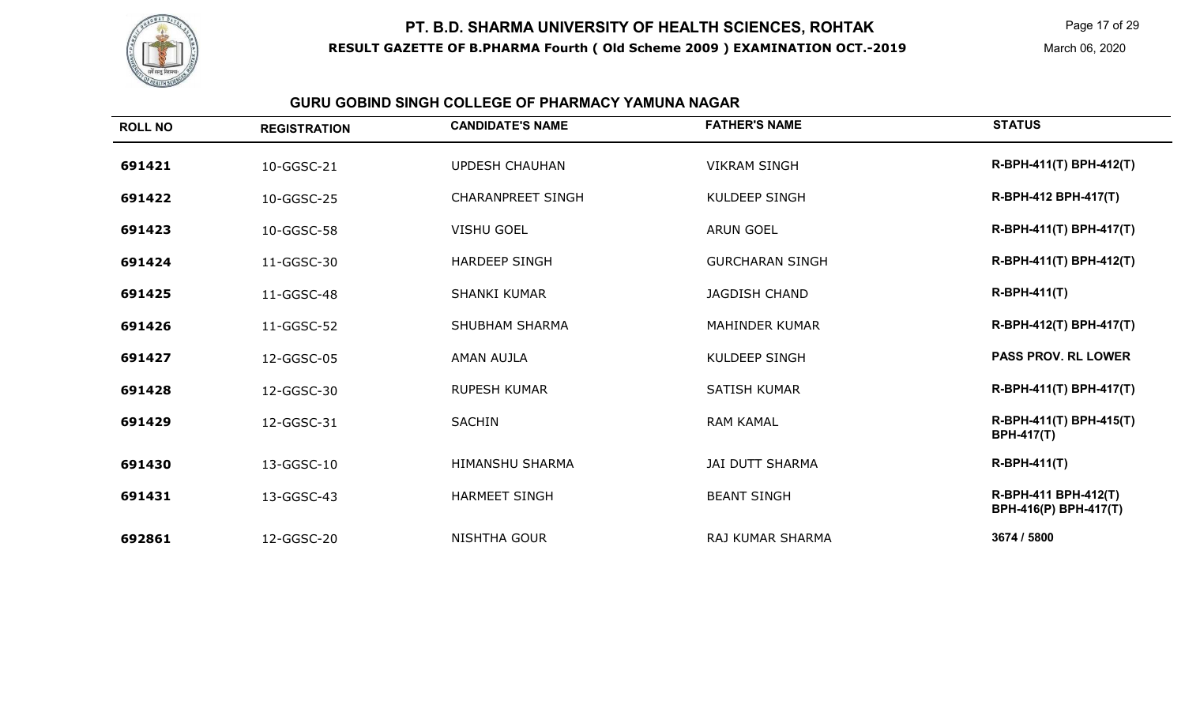# PT. B.D. SHARMA UNIVERSITY OF HEALTH SCIENCES, ROHTAK

**RESULT GAZETTE OF B.PHARMA Fourth ( Old Scheme 2009 ) EXAMINATION OCT.-2019**

March 06, 2020

## GURU GOBIND SINGH COLLEGE OF PHARMACY YAMUNA NAGAR

| ROLL NO | REGISTRATION | CANDIDATE'S NAME | FATHER'S NAME | STATUS |
|---|---|---|---|---|
| 691421 | 10-GGSC-21 | UPDESH CHAUHAN | VIKRAM SINGH | R-BPH-411(T) BPH-412(T) |
| 691422 | 10-GGSC-25 | CHARANPREET SINGH | KULDEEP SINGH | R-BPH-412 BPH-417(T) |
| 691423 | 10-GGSC-58 | VISHU GOEL | ARUN GOEL | R-BPH-411(T) BPH-417(T) |
| 691424 | 11-GGSC-30 | HARDEEP SINGH | GURCHARAN SINGH | R-BPH-411(T) BPH-412(T) |
| 691425 | 11-GGSC-48 | SHANKI KUMAR | JAGDISH CHAND | R-BPH-411(T) |
| 691426 | 11-GGSC-52 | SHUBHAM SHARMA | MAHINDER KUMAR | R-BPH-412(T) BPH-417(T) |
| 691427 | 12-GGSC-05 | AMAN AUJLA | KULDEEP SINGH | PASS PROV. RL LOWER |
| 691428 | 12-GGSC-30 | RUPESH KUMAR | SATISH KUMAR | R-BPH-411(T) BPH-417(T) |
| 691429 | 12-GGSC-31 | SACHIN | RAM KAMAL | R-BPH-411(T) BPH-415(T) BPH-417(T) |
| 691430 | 13-GGSC-10 | HIMANSHU SHARMA | JAI DUTT SHARMA | R-BPH-411(T) |
| 691431 | 13-GGSC-43 | HARMEET SINGH | BEANT SINGH | R-BPH-411 BPH-412(T) BPH-416(P) BPH-417(T) |
| 692861 | 12-GGSC-20 | NISHTHA GOUR | RAJ KUMAR SHARMA | 3674 / 5800 |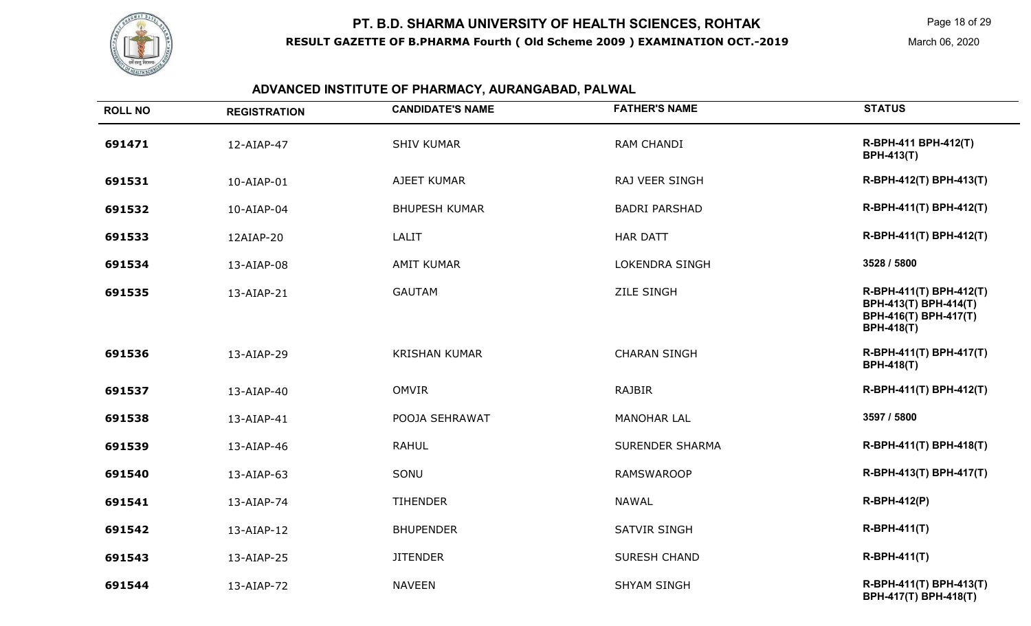# PT. B.D. SHARMA UNIVERSITY OF HEALTH SCIENCES, ROHTAK

**RESULT GAZETTE OF B.PHARMA Fourth ( Old Scheme 2009 ) EXAMINATION OCT.-2019**

March 06, 2020

## ADVANCED INSTITUTE OF PHARMACY, AURANGABAD, PALWAL

| ROLL NO | REGISTRATION | CANDIDATE'S NAME | FATHER'S NAME | STATUS |
|---|---|---|---|---|
| 691471 | 12-AIAP-47 | SHIV KUMAR | RAM CHANDI | R-BPH-411 BPH-412(T) BPH-413(T) |
| 691531 | 10-AIAP-01 | AJEET KUMAR | RAJ VEER SINGH | R-BPH-412(T) BPH-413(T) |
| 691532 | 10-AIAP-04 | BHUPESH KUMAR | BADRI PARSHAD | R-BPH-411(T) BPH-412(T) |
| 691533 | 12AIAP-20 | LALIT | HAR DATT | R-BPH-411(T) BPH-412(T) |
| 691534 | 13-AIAP-08 | AMIT KUMAR | LOKENDRA SINGH | 3528 / 5800 |
| 691535 | 13-AIAP-21 | GAUTAM | ZILE SINGH | R-BPH-411(T) BPH-412(T) BPH-413(T) BPH-414(T) BPH-416(T) BPH-417(T) BPH-418(T) |
| 691536 | 13-AIAP-29 | KRISHAN KUMAR | CHARAN SINGH | R-BPH-411(T) BPH-417(T) BPH-418(T) |
| 691537 | 13-AIAP-40 | OMVIR | RAJBIR | R-BPH-411(T) BPH-412(T) |
| 691538 | 13-AIAP-41 | POOJA SEHRAWAT | MANOHAR LAL | 3597 / 5800 |
| 691539 | 13-AIAP-46 | RAHUL | SURENDER SHARMA | R-BPH-411(T) BPH-418(T) |
| 691540 | 13-AIAP-63 | SONU | RAMSWAROOP | R-BPH-413(T) BPH-417(T) |
| 691541 | 13-AIAP-74 | TIHENDER | NAWAL | R-BPH-412(P) |
| 691542 | 13-AIAP-12 | BHUPENDER | SATVIR SINGH | R-BPH-411(T) |
| 691543 | 13-AIAP-25 | JITENDER | SURESH CHAND | R-BPH-411(T) |
| 691544 | 13-AIAP-72 | NAVEEN | SHYAM SINGH | R-BPH-411(T) BPH-413(T) BPH-417(T) BPH-418(T) |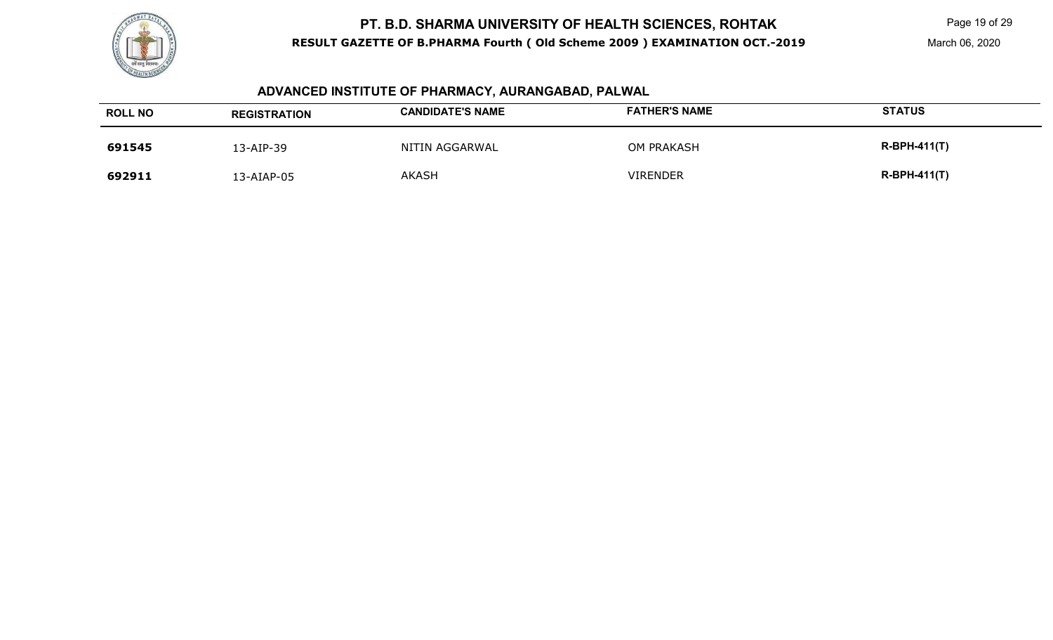# PT. B.D. SHARMA UNIVERSITY OF HEALTH SCIENCES, ROHTAK

**RESULT GAZETTE OF B.PHARMA Fourth ( Old Scheme 2009 ) EXAMINATION OCT.-2019**

March 06, 2020

## ADVANCED INSTITUTE OF PHARMACY, AURANGABAD, PALWAL

| ROLL NO | REGISTRATION | CANDIDATE'S NAME | FATHER'S NAME | STATUS |
|---|---|---|---|---|
| **691545** | 13-AIP-39 | NITIN AGGARWAL | OM PRAKASH | **R-BPH-411(T)** |
| **692911** | 13-AIAP-05 | AKASH | VIRENDER | **R-BPH-411(T)** |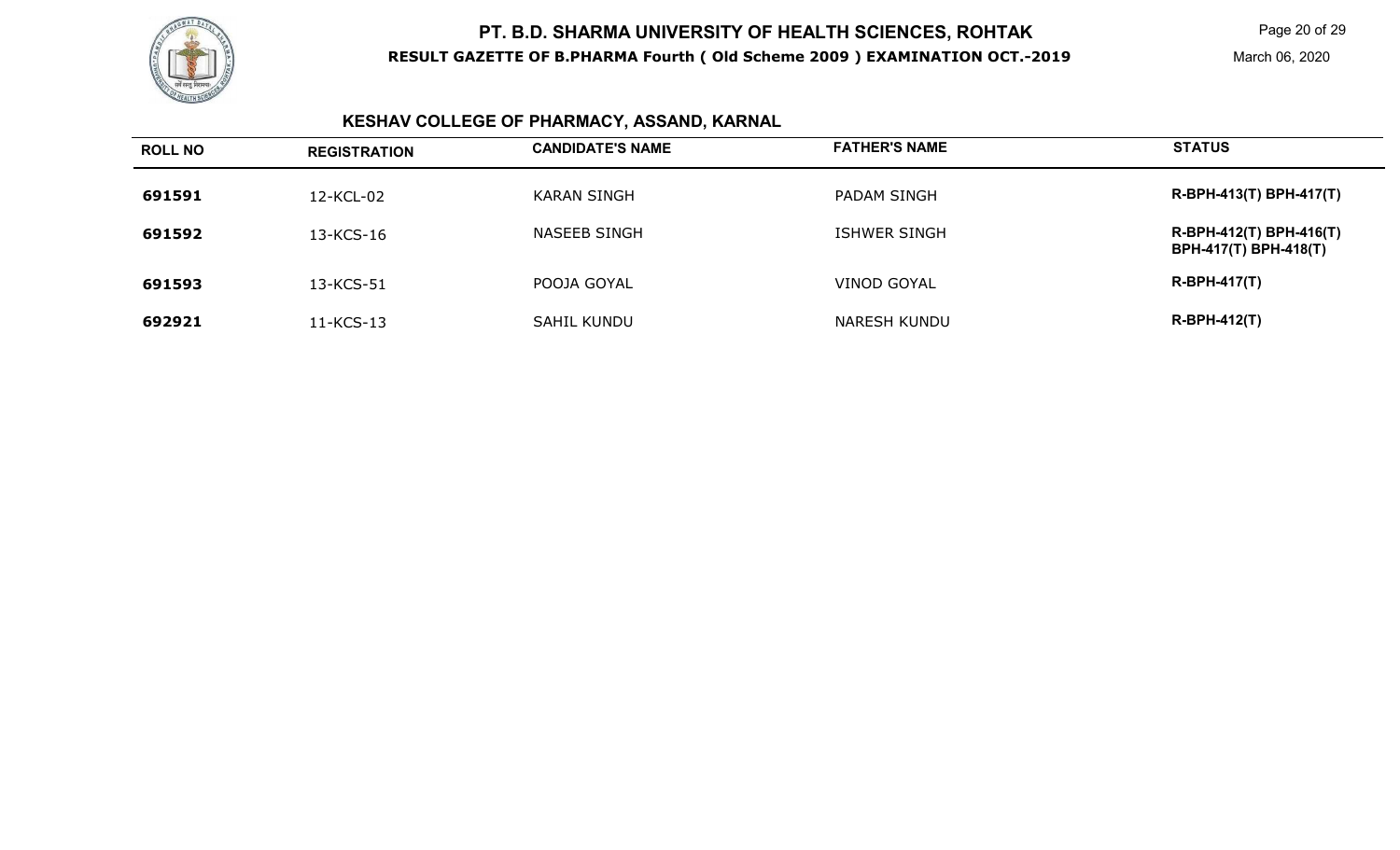# PT. B.D. SHARMA UNIVERSITY OF HEALTH SCIENCES, ROHTAK

**RESULT GAZETTE OF B.PHARMA Fourth ( Old Scheme 2009 ) EXAMINATION OCT.-2019**

March 06, 2020

## KESHAV COLLEGE OF PHARMACY, ASSAND, KARNAL

| ROLL NO | REGISTRATION | CANDIDATE'S NAME | FATHER'S NAME | STATUS |
|---|---|---|---|---|
| **691591** | 12-KCL-02 | KARAN SINGH | PADAM SINGH | **R-BPH-413(T) BPH-417(T)** |
| **691592** | 13-KCS-16 | NASEEB SINGH | ISHWER SINGH | **R-BPH-412(T) BPH-416(T) BPH-417(T) BPH-418(T)** |
| **691593** | 13-KCS-51 | POOJA GOYAL | VINOD GOYAL | **R-BPH-417(T)** |
| **692921** | 11-KCS-13 | SAHIL KUNDU | NARESH KUNDU | **R-BPH-412(T)** |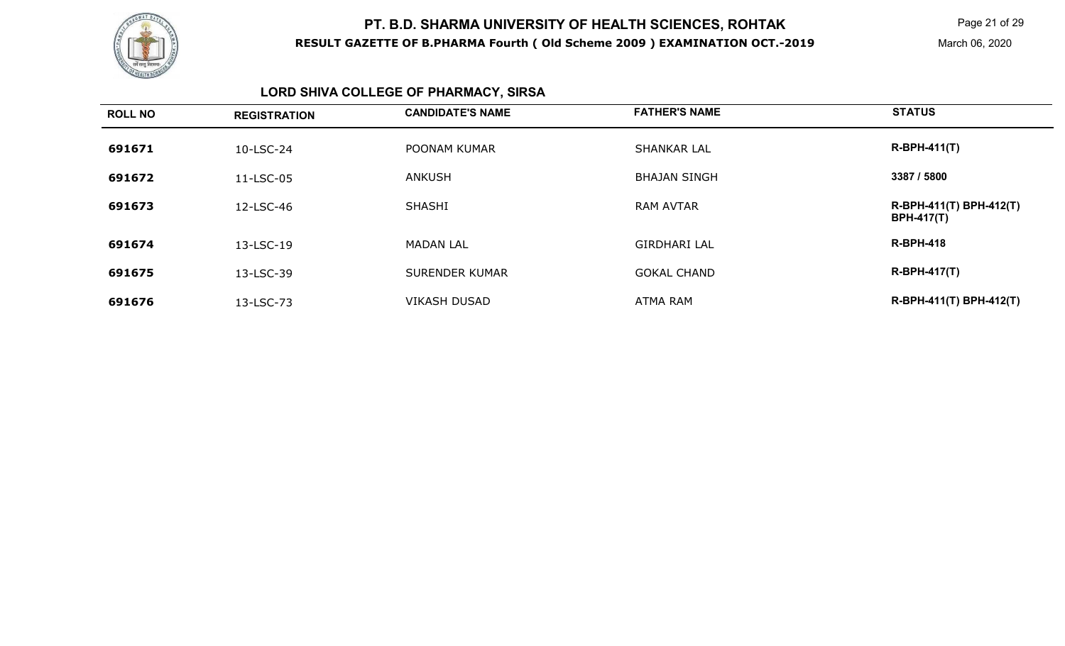# PT. B.D. SHARMA UNIVERSITY OF HEALTH SCIENCES, ROHTAK

**RESULT GAZETTE OF B.PHARMA Fourth ( Old Scheme 2009 ) EXAMINATION OCT.-2019**

March 06, 2020

## LORD SHIVA COLLEGE OF PHARMACY, SIRSA

| ROLL NO | REGISTRATION | CANDIDATE'S NAME | FATHER'S NAME | STATUS |
|---|---|---|---|---|
| **691671** | 10-LSC-24 | POONAM KUMAR | SHANKAR LAL | **R-BPH-411(T)** |
| **691672** | 11-LSC-05 | ANKUSH | BHAJAN SINGH | **3387 / 5800** |
| **691673** | 12-LSC-46 | SHASHI | RAM AVTAR | **R-BPH-411(T) BPH-412(T) BPH-417(T)** |
| **691674** | 13-LSC-19 | MADAN LAL | GIRDHARI LAL | **R-BPH-418** |
| **691675** | 13-LSC-39 | SURENDER KUMAR | GOKAL CHAND | **R-BPH-417(T)** |
| **691676** | 13-LSC-73 | VIKASH DUSAD | ATMA RAM | **R-BPH-411(T) BPH-412(T)** |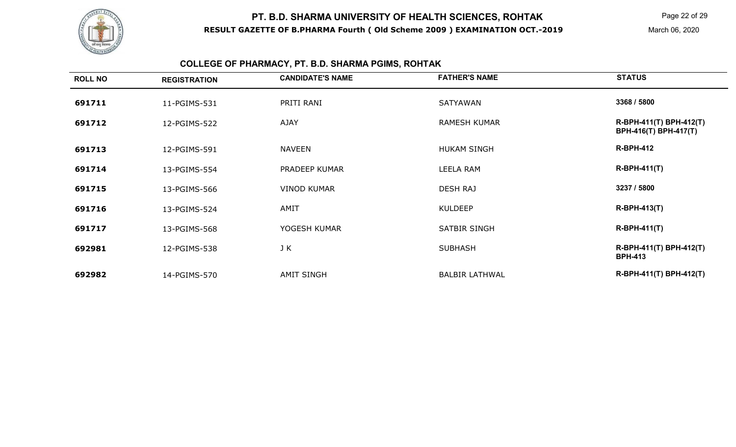# PT. B.D. SHARMA UNIVERSITY OF HEALTH SCIENCES, ROHTAK

**RESULT GAZETTE OF B.PHARMA Fourth ( Old Scheme 2009 ) EXAMINATION OCT.-2019**

March 06, 2020

## COLLEGE OF PHARMACY, PT. B.D. SHARMA PGIMS, ROHTAK

| ROLL NO | REGISTRATION | CANDIDATE'S NAME | FATHER'S NAME | STATUS |
|---|---|---|---|---|
| 691711 | 11-PGIMS-531 | PRITI RANI | SATYAWAN | 3368 / 5800 |
| 691712 | 12-PGIMS-522 | AJAY | RAMESH KUMAR | R-BPH-411(T) BPH-412(T) BPH-416(T) BPH-417(T) |
| 691713 | 12-PGIMS-591 | NAVEEN | HUKAM SINGH | R-BPH-412 |
| 691714 | 13-PGIMS-554 | PRADEEP KUMAR | LEELA RAM | R-BPH-411(T) |
| 691715 | 13-PGIMS-566 | VINOD KUMAR | DESH RAJ | 3237 / 5800 |
| 691716 | 13-PGIMS-524 | AMIT | KULDEEP | R-BPH-413(T) |
| 691717 | 13-PGIMS-568 | YOGESH KUMAR | SATBIR SINGH | R-BPH-411(T) |
| 692981 | 12-PGIMS-538 | J K | SUBHASH | R-BPH-411(T) BPH-412(T) BPH-413 |
| 692982 | 14-PGIMS-570 | AMIT SINGH | BALBIR LATHWAL | R-BPH-411(T) BPH-412(T) |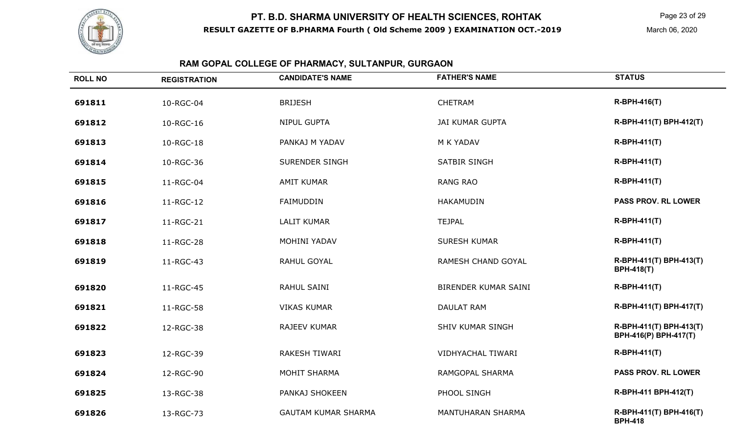# PT. B.D. SHARMA UNIVERSITY OF HEALTH SCIENCES, ROHTAK

**RESULT GAZETTE OF B.PHARMA Fourth ( Old Scheme 2009 ) EXAMINATION OCT.-2019**

March 06, 2020

## RAM GOPAL COLLEGE OF PHARMACY, SULTANPUR, GURGAON

| ROLL NO | REGISTRATION | CANDIDATE'S NAME | FATHER'S NAME | STATUS |
|---|---|---|---|---|
| 691811 | 10-RGC-04 | BRIJESH | CHETRAM | R-BPH-416(T) |
| 691812 | 10-RGC-16 | NIPUL GUPTA | JAI KUMAR GUPTA | R-BPH-411(T) BPH-412(T) |
| 691813 | 10-RGC-18 | PANKAJ M YADAV | M K YADAV | R-BPH-411(T) |
| 691814 | 10-RGC-36 | SURENDER SINGH | SATBIR SINGH | R-BPH-411(T) |
| 691815 | 11-RGC-04 | AMIT KUMAR | RANG RAO | R-BPH-411(T) |
| 691816 | 11-RGC-12 | FAIMUDDIN | HAKAMUDIN | PASS PROV. RL LOWER |
| 691817 | 11-RGC-21 | LALIT KUMAR | TEJPAL | R-BPH-411(T) |
| 691818 | 11-RGC-28 | MOHINI YADAV | SURESH KUMAR | R-BPH-411(T) |
| 691819 | 11-RGC-43 | RAHUL GOYAL | RAMESH CHAND GOYAL | R-BPH-411(T) BPH-413(T) BPH-418(T) |
| 691820 | 11-RGC-45 | RAHUL SAINI | BIRENDER KUMAR SAINI | R-BPH-411(T) |
| 691821 | 11-RGC-58 | VIKAS KUMAR | DAULAT RAM | R-BPH-411(T) BPH-417(T) |
| 691822 | 12-RGC-38 | RAJEEV KUMAR | SHIV KUMAR SINGH | R-BPH-411(T) BPH-413(T) BPH-416(P) BPH-417(T) |
| 691823 | 12-RGC-39 | RAKESH TIWARI | VIDHYACHAL TIWARI | R-BPH-411(T) |
| 691824 | 12-RGC-90 | MOHIT SHARMA | RAMGOPAL SHARMA | PASS PROV. RL LOWER |
| 691825 | 13-RGC-38 | PANKAJ SHOKEEN | PHOOL SINGH | R-BPH-411 BPH-412(T) |
| 691826 | 13-RGC-73 | GAUTAM KUMAR SHARMA | MANTUHARAN SHARMA | R-BPH-411(T) BPH-416(T) BPH-418 |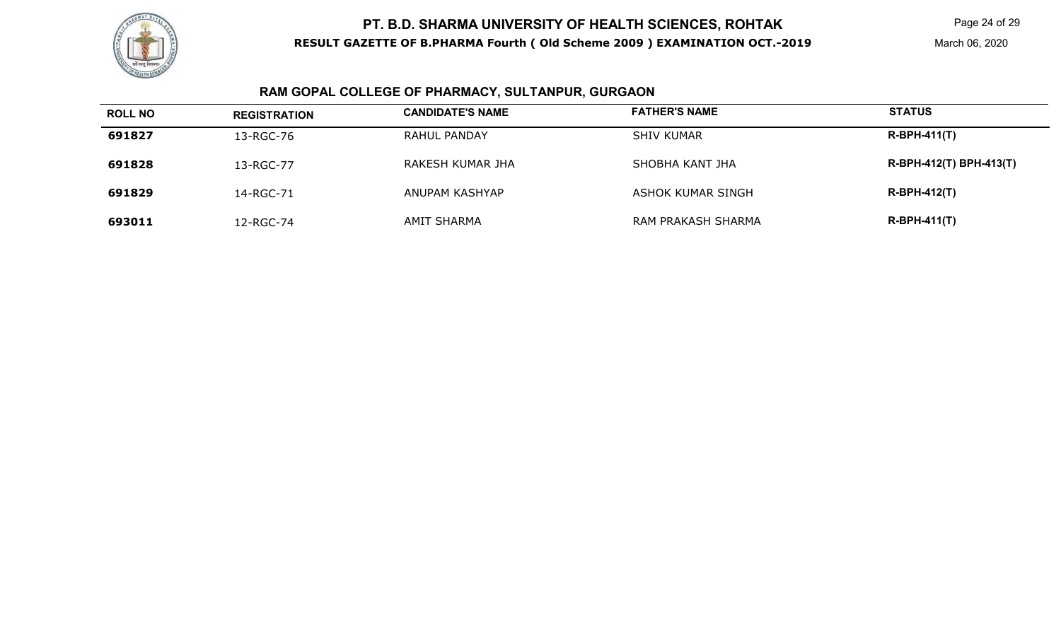# PT. B.D. SHARMA UNIVERSITY OF HEALTH SCIENCES, ROHTAK

**RESULT GAZETTE OF B.PHARMA Fourth ( Old Scheme 2009 ) EXAMINATION OCT.-2019**

March 06, 2020

## RAM GOPAL COLLEGE OF PHARMACY, SULTANPUR, GURGAON

| ROLL NO | REGISTRATION | CANDIDATE'S NAME | FATHER'S NAME | STATUS |
|---|---|---|---|---|
| **691827** | 13-RGC-76 | RAHUL PANDAY | SHIV KUMAR | **R-BPH-411(T)** |
| **691828** | 13-RGC-77 | RAKESH KUMAR JHA | SHOBHA KANT JHA | **R-BPH-412(T) BPH-413(T)** |
| **691829** | 14-RGC-71 | ANUPAM KASHYAP | ASHOK KUMAR SINGH | **R-BPH-412(T)** |
| **693011** | 12-RGC-74 | AMIT SHARMA | RAM PRAKASH SHARMA | **R-BPH-411(T)** |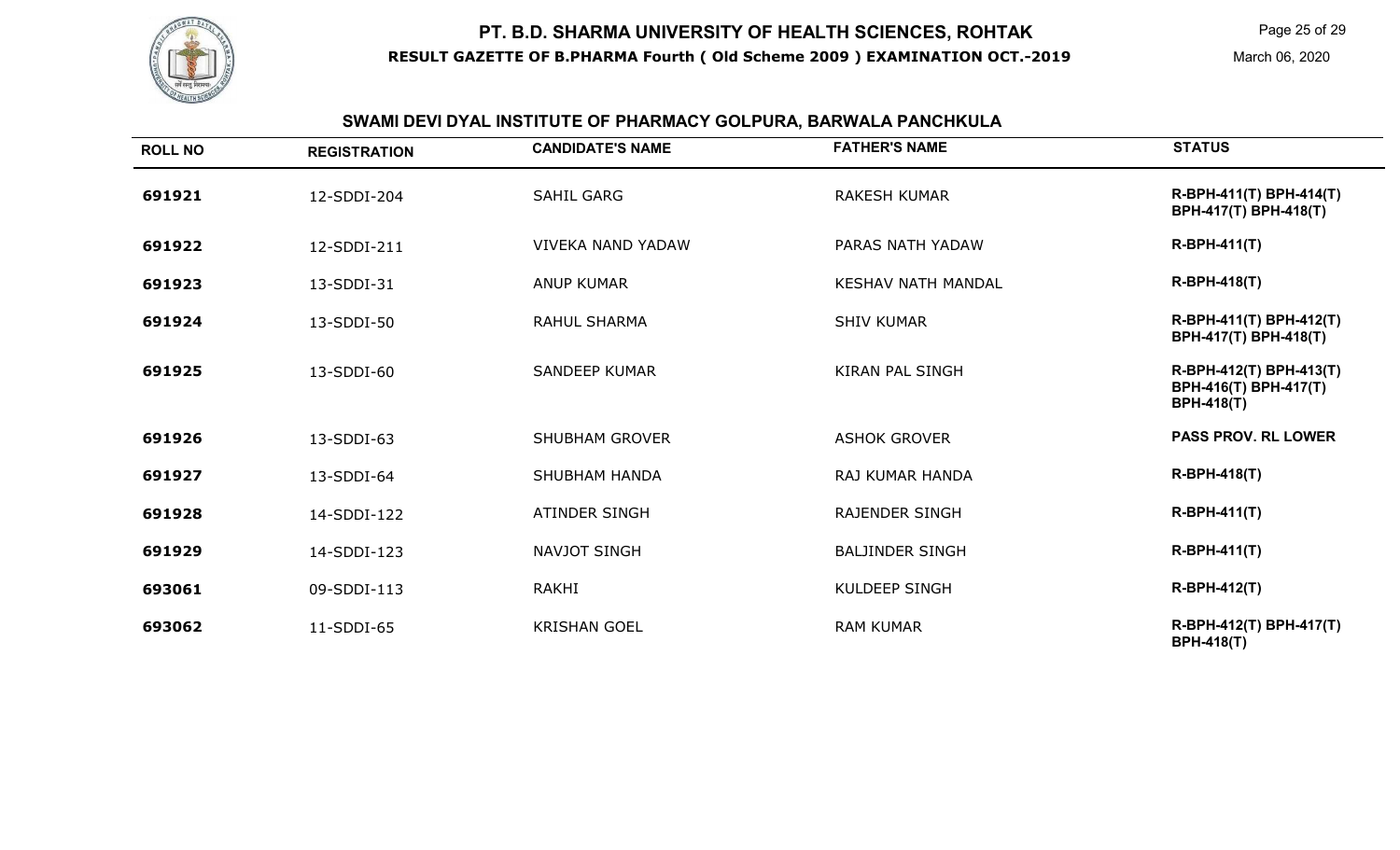# PT. B.D. SHARMA UNIVERSITY OF HEALTH SCIENCES, ROHTAK

**RESULT GAZETTE OF B.PHARMA Fourth ( Old Scheme 2009 ) EXAMINATION OCT.-2019**

March 06, 2020

## SWAMI DEVI DYAL INSTITUTE OF PHARMACY GOLPURA, BARWALA PANCHKULA

| ROLL NO | REGISTRATION | CANDIDATE'S NAME | FATHER'S NAME | STATUS |
|---|---|---|---|---|
| 691921 | 12-SDDI-204 | SAHIL GARG | RAKESH KUMAR | R-BPH-411(T) BPH-414(T) BPH-417(T) BPH-418(T) |
| 691922 | 12-SDDI-211 | VIVEKA NAND YADAW | PARAS NATH YADAW | R-BPH-411(T) |
| 691923 | 13-SDDI-31 | ANUP KUMAR | KESHAV NATH MANDAL | R-BPH-418(T) |
| 691924 | 13-SDDI-50 | RAHUL SHARMA | SHIV KUMAR | R-BPH-411(T) BPH-412(T) BPH-417(T) BPH-418(T) |
| 691925 | 13-SDDI-60 | SANDEEP KUMAR | KIRAN PAL SINGH | R-BPH-412(T) BPH-413(T) BPH-416(T) BPH-417(T) BPH-418(T) |
| 691926 | 13-SDDI-63 | SHUBHAM GROVER | ASHOK GROVER | PASS PROV. RL LOWER |
| 691927 | 13-SDDI-64 | SHUBHAM HANDA | RAJ KUMAR HANDA | R-BPH-418(T) |
| 691928 | 14-SDDI-122 | ATINDER SINGH | RAJENDER SINGH | R-BPH-411(T) |
| 691929 | 14-SDDI-123 | NAVJOT SINGH | BALJINDER SINGH | R-BPH-411(T) |
| 693061 | 09-SDDI-113 | RAKHI | KULDEEP SINGH | R-BPH-412(T) |
| 693062 | 11-SDDI-65 | KRISHAN GOEL | RAM KUMAR | R-BPH-412(T) BPH-417(T) BPH-418(T) |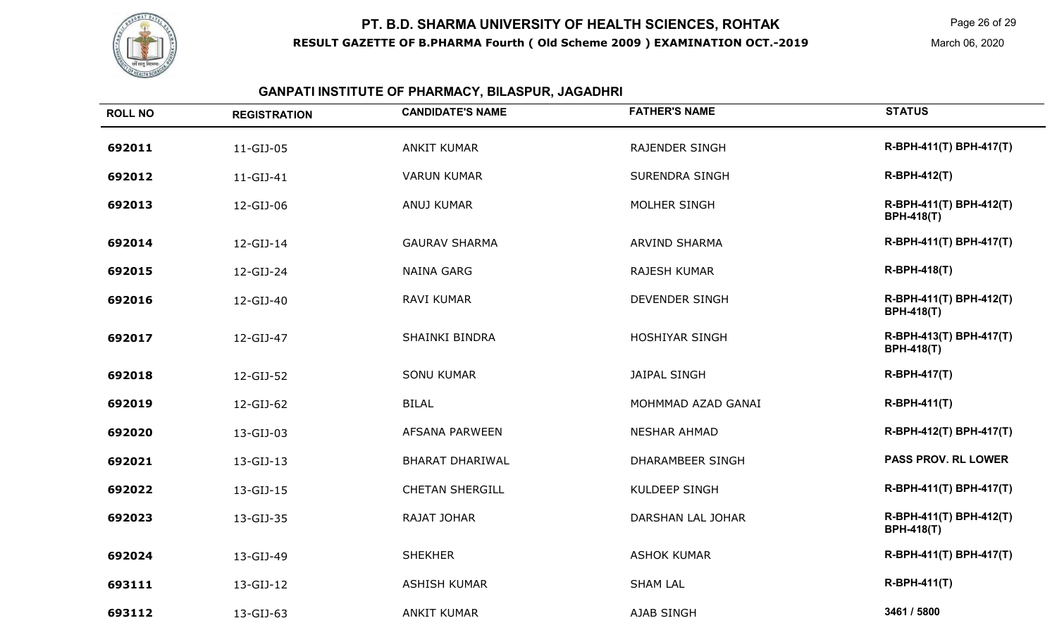# PT. B.D. SHARMA UNIVERSITY OF HEALTH SCIENCES, ROHTAK

**RESULT GAZETTE OF B.PHARMA Fourth ( Old Scheme 2009 ) EXAMINATION OCT.-2019**

March 06, 2020

## GANPATI INSTITUTE OF PHARMACY, BILASPUR, JAGADHRI

| ROLL NO | REGISTRATION | CANDIDATE'S NAME | FATHER'S NAME | STATUS |
|---|---|---|---|---|
| 692011 | 11-GIJ-05 | ANKIT KUMAR | RAJENDER SINGH | R-BPH-411(T) BPH-417(T) |
| 692012 | 11-GIJ-41 | VARUN KUMAR | SURENDRA SINGH | R-BPH-412(T) |
| 692013 | 12-GIJ-06 | ANUJ KUMAR | MOLHER SINGH | R-BPH-411(T) BPH-412(T) BPH-418(T) |
| 692014 | 12-GIJ-14 | GAURAV SHARMA | ARVIND SHARMA | R-BPH-411(T) BPH-417(T) |
| 692015 | 12-GIJ-24 | NAINA GARG | RAJESH KUMAR | R-BPH-418(T) |
| 692016 | 12-GIJ-40 | RAVI KUMAR | DEVENDER SINGH | R-BPH-411(T) BPH-412(T) BPH-418(T) |
| 692017 | 12-GIJ-47 | SHAINKI BINDRA | HOSHIYAR SINGH | R-BPH-413(T) BPH-417(T) BPH-418(T) |
| 692018 | 12-GIJ-52 | SONU KUMAR | JAIPAL SINGH | R-BPH-417(T) |
| 692019 | 12-GIJ-62 | BILAL | MOHMMAD AZAD GANAI | R-BPH-411(T) |
| 692020 | 13-GIJ-03 | AFSANA PARWEEN | NESHAR AHMAD | R-BPH-412(T) BPH-417(T) |
| 692021 | 13-GIJ-13 | BHARAT DHARIWAL | DHARAMBEER SINGH | PASS PROV. RL LOWER |
| 692022 | 13-GIJ-15 | CHETAN SHERGILL | KULDEEP SINGH | R-BPH-411(T) BPH-417(T) |
| 692023 | 13-GIJ-35 | RAJAT JOHAR | DARSHAN LAL JOHAR | R-BPH-411(T) BPH-412(T) BPH-418(T) |
| 692024 | 13-GIJ-49 | SHEKHER | ASHOK KUMAR | R-BPH-411(T) BPH-417(T) |
| 693111 | 13-GIJ-12 | ASHISH KUMAR | SHAM LAL | R-BPH-411(T) |
| 693112 | 13-GIJ-63 | ANKIT KUMAR | AJAB SINGH | 3461 / 5800 |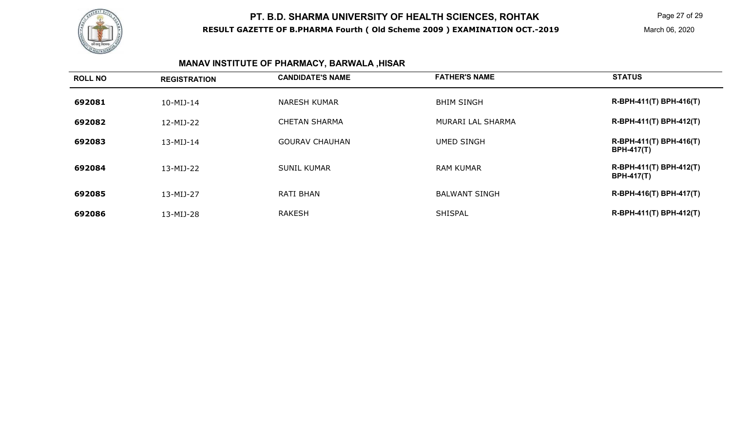# PT. B.D. SHARMA UNIVERSITY OF HEALTH SCIENCES, ROHTAK

**RESULT GAZETTE OF B.PHARMA Fourth ( Old Scheme 2009 ) EXAMINATION OCT.-2019**

March 06, 2020

## MANAV INSTITUTE OF PHARMACY, BARWALA ,HISAR

| ROLL NO | REGISTRATION | CANDIDATE'S NAME | FATHER'S NAME | STATUS |
|---|---|---|---|---|
| **692081** | 10-MIJ-14 | NARESH KUMAR | BHIM SINGH | **R-BPH-411(T) BPH-416(T)** |
| **692082** | 12-MIJ-22 | CHETAN SHARMA | MURARI LAL SHARMA | **R-BPH-411(T) BPH-412(T)** |
| **692083** | 13-MIJ-14 | GOURAV CHAUHAN | UMED SINGH | **R-BPH-411(T) BPH-416(T) BPH-417(T)** |
| **692084** | 13-MIJ-22 | SUNIL KUMAR | RAM KUMAR | **R-BPH-411(T) BPH-412(T) BPH-417(T)** |
| **692085** | 13-MIJ-27 | RATI BHAN | BALWANT SINGH | **R-BPH-416(T) BPH-417(T)** |
| **692086** | 13-MIJ-28 | RAKESH | SHISPAL | **R-BPH-411(T) BPH-412(T)** |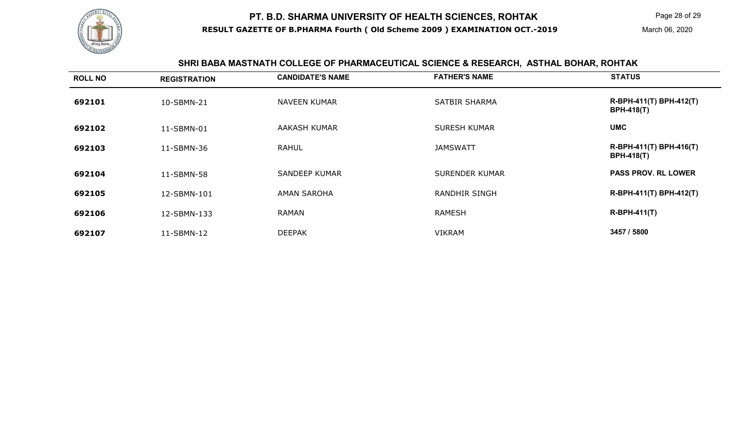# PT. B.D. SHARMA UNIVERSITY OF HEALTH SCIENCES, ROHTAK

**RESULT GAZETTE OF B.PHARMA Fourth ( Old Scheme 2009 ) EXAMINATION OCT.-2019**

March 06, 2020

## SHRI BABA MASTNATH COLLEGE OF PHARMACEUTICAL SCIENCE & RESEARCH, ASTHAL BOHAR, ROHTAK

| ROLL NO | REGISTRATION | CANDIDATE'S NAME | FATHER'S NAME | STATUS |
|---|---|---|---|---|
| 692101 | 10-SBMN-21 | NAVEEN KUMAR | SATBIR SHARMA | R-BPH-411(T) BPH-412(T) BPH-418(T) |
| 692102 | 11-SBMN-01 | AAKASH KUMAR | SURESH KUMAR | UMC |
| 692103 | 11-SBMN-36 | RAHUL | JAMSWATT | R-BPH-411(T) BPH-416(T) BPH-418(T) |
| 692104 | 11-SBMN-58 | SANDEEP KUMAR | SURENDER KUMAR | PASS PROV. RL LOWER |
| 692105 | 12-SBMN-101 | AMAN SAROHA | RANDHIR SINGH | R-BPH-411(T) BPH-412(T) |
| 692106 | 12-SBMN-133 | RAMAN | RAMESH | R-BPH-411(T) |
| 692107 | 11-SBMN-12 | DEEPAK | VIKRAM | 3457 / 5800 |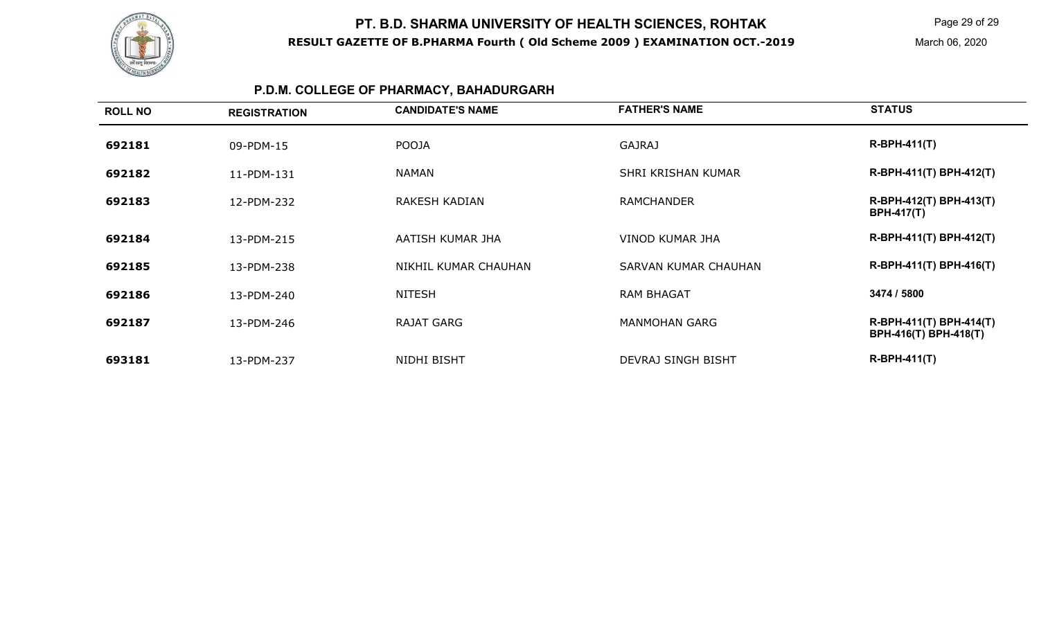# PT. B.D. SHARMA UNIVERSITY OF HEALTH SCIENCES, ROHTAK

**RESULT GAZETTE OF B.PHARMA Fourth ( Old Scheme 2009 ) EXAMINATION OCT.-2019**

March 06, 2020

## P.D.M. COLLEGE OF PHARMACY, BAHADURGARH

| ROLL NO | REGISTRATION | CANDIDATE'S NAME | FATHER'S NAME | STATUS |
|---|---|---|---|---|
| 692181 | 09-PDM-15 | POOJA | GAJRAJ | R-BPH-411(T) |
| 692182 | 11-PDM-131 | NAMAN | SHRI KRISHAN KUMAR | R-BPH-411(T) BPH-412(T) |
| 692183 | 12-PDM-232 | RAKESH KADIAN | RAMCHANDER | R-BPH-412(T) BPH-413(T) BPH-417(T) |
| 692184 | 13-PDM-215 | AATISH KUMAR JHA | VINOD KUMAR JHA | R-BPH-411(T) BPH-412(T) |
| 692185 | 13-PDM-238 | NIKHIL KUMAR CHAUHAN | SARVAN KUMAR CHAUHAN | R-BPH-411(T) BPH-416(T) |
| 692186 | 13-PDM-240 | NITESH | RAM BHAGAT | 3474 / 5800 |
| 692187 | 13-PDM-246 | RAJAT GARG | MANMOHAN GARG | R-BPH-411(T) BPH-414(T) BPH-416(T) BPH-418(T) |
| 693181 | 13-PDM-237 | NIDHI BISHT | DEVRAJ SINGH BISHT | R-BPH-411(T) |